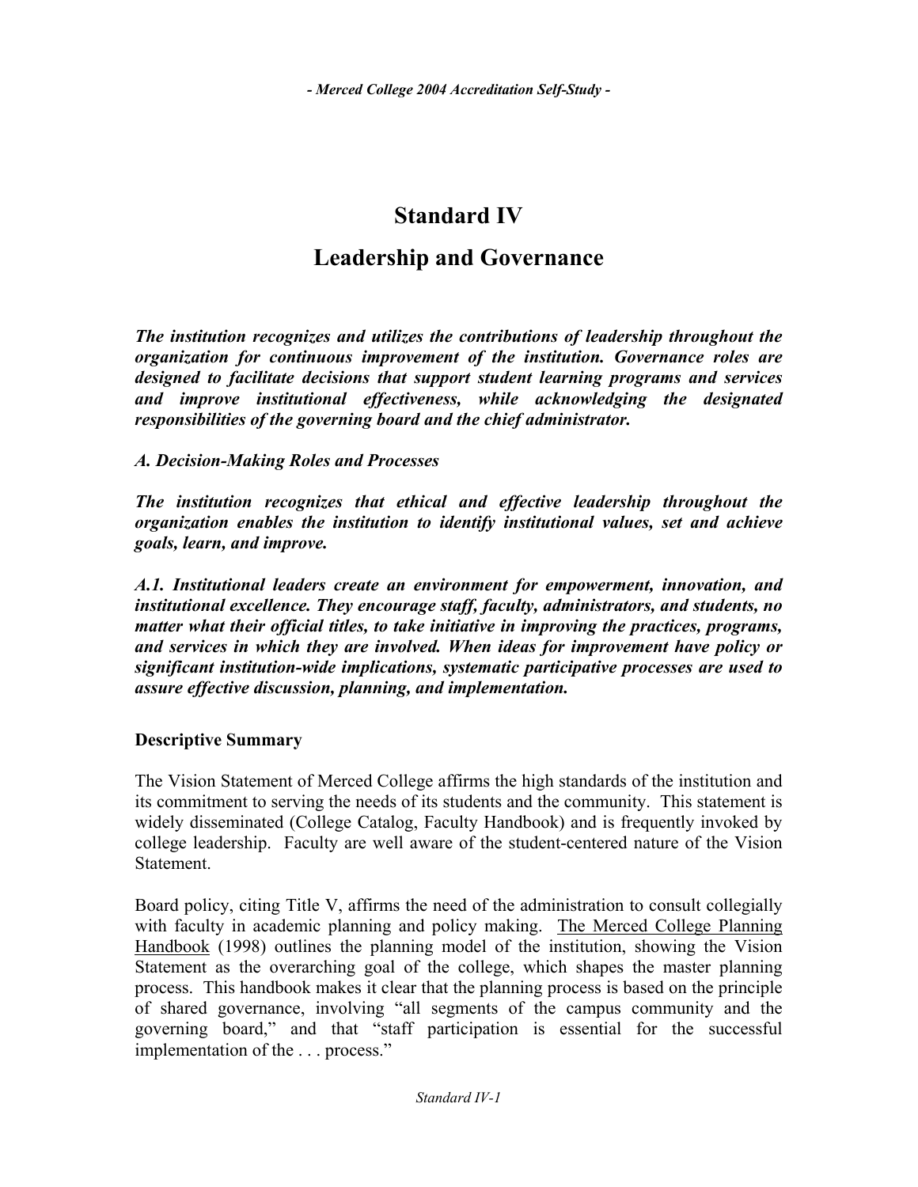# Standard IV

# Leadership and Governance

***The institution recognizes and utilizes the contributions of leadership throughout the organization for continuous improvement of the institution. Governance roles are designed to facilitate decisions that support student learning programs and services and improve institutional effectiveness, while acknowledging the designated responsibilities of the governing board and the chief administrator.***

***A. Decision-Making Roles and Processes***

***The institution recognizes that ethical and effective leadership throughout the organization enables the institution to identify institutional values, set and achieve goals, learn, and improve.***

***A.1. Institutional leaders create an environment for empowerment, innovation, and institutional excellence. They encourage staff, faculty, administrators, and students, no matter what their official titles, to take initiative in improving the practices, programs, and services in which they are involved. When ideas for improvement have policy or significant institution-wide implications, systematic participative processes are used to assure effective discussion, planning, and implementation.***

**Descriptive Summary**

The Vision Statement of Merced College affirms the high standards of the institution and its commitment to serving the needs of its students and the community. This statement is widely disseminated (College Catalog, Faculty Handbook) and is frequently invoked by college leadership. Faculty are well aware of the student-centered nature of the Vision Statement.

Board policy, citing Title V, affirms the need of the administration to consult collegially with faculty in academic planning and policy making. The Merced College Planning Handbook (1998) outlines the planning model of the institution, showing the Vision Statement as the overarching goal of the college, which shapes the master planning process. This handbook makes it clear that the planning process is based on the principle of shared governance, involving "all segments of the campus community and the governing board," and that "staff participation is essential for the successful implementation of the . . . process."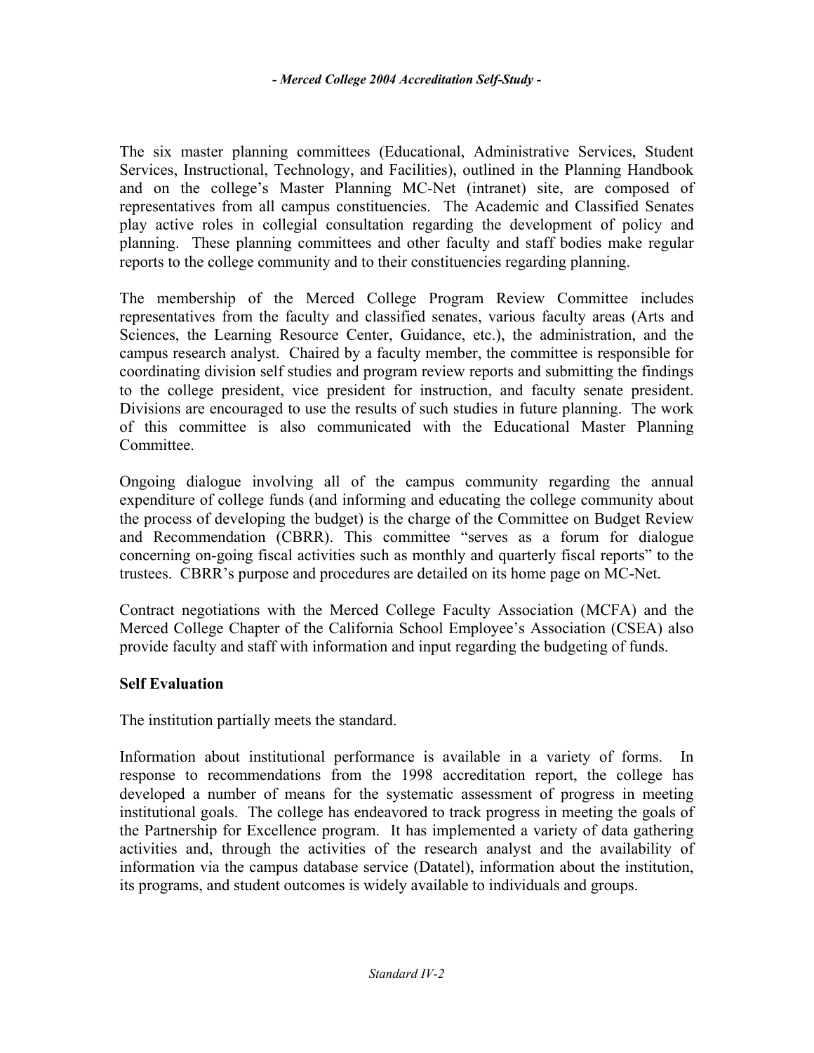The six master planning committees (Educational, Administrative Services, Student Services, Instructional, Technology, and Facilities), outlined in the Planning Handbook and on the college's Master Planning MC-Net (intranet) site, are composed of representatives from all campus constituencies. The Academic and Classified Senates play active roles in collegial consultation regarding the development of policy and planning. These planning committees and other faculty and staff bodies make regular reports to the college community and to their constituencies regarding planning.

The membership of the Merced College Program Review Committee includes representatives from the faculty and classified senates, various faculty areas (Arts and Sciences, the Learning Resource Center, Guidance, etc.), the administration, and the campus research analyst. Chaired by a faculty member, the committee is responsible for coordinating division self studies and program review reports and submitting the findings to the college president, vice president for instruction, and faculty senate president. Divisions are encouraged to use the results of such studies in future planning. The work of this committee is also communicated with the Educational Master Planning Committee.

Ongoing dialogue involving all of the campus community regarding the annual expenditure of college funds (and informing and educating the college community about the process of developing the budget) is the charge of the Committee on Budget Review and Recommendation (CBRR). This committee "serves as a forum for dialogue concerning on-going fiscal activities such as monthly and quarterly fiscal reports" to the trustees. CBRR's purpose and procedures are detailed on its home page on MC-Net.

Contract negotiations with the Merced College Faculty Association (MCFA) and the Merced College Chapter of the California School Employee's Association (CSEA) also provide faculty and staff with information and input regarding the budgeting of funds.

**Self Evaluation**

The institution partially meets the standard.

Information about institutional performance is available in a variety of forms. In response to recommendations from the 1998 accreditation report, the college has developed a number of means for the systematic assessment of progress in meeting institutional goals. The college has endeavored to track progress in meeting the goals of the Partnership for Excellence program. It has implemented a variety of data gathering activities and, through the activities of the research analyst and the availability of information via the campus database service (Datatel), information about the institution, its programs, and student outcomes is widely available to individuals and groups.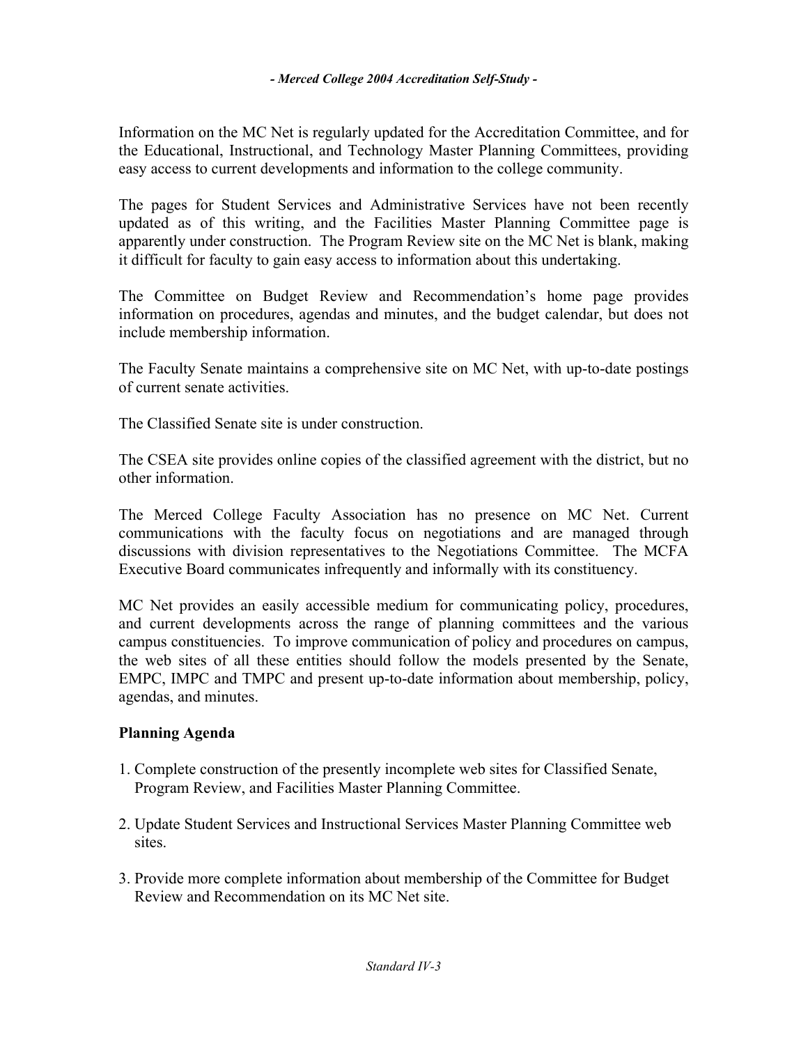Information on the MC Net is regularly updated for the Accreditation Committee, and for the Educational, Instructional, and Technology Master Planning Committees, providing easy access to current developments and information to the college community.

The pages for Student Services and Administrative Services have not been recently updated as of this writing, and the Facilities Master Planning Committee page is apparently under construction. The Program Review site on the MC Net is blank, making it difficult for faculty to gain easy access to information about this undertaking.

The Committee on Budget Review and Recommendation's home page provides information on procedures, agendas and minutes, and the budget calendar, but does not include membership information.

The Faculty Senate maintains a comprehensive site on MC Net, with up-to-date postings of current senate activities.

The Classified Senate site is under construction.

The CSEA site provides online copies of the classified agreement with the district, but no other information.

The Merced College Faculty Association has no presence on MC Net. Current communications with the faculty focus on negotiations and are managed through discussions with division representatives to the Negotiations Committee. The MCFA Executive Board communicates infrequently and informally with its constituency.

MC Net provides an easily accessible medium for communicating policy, procedures, and current developments across the range of planning committees and the various campus constituencies. To improve communication of policy and procedures on campus, the web sites of all these entities should follow the models presented by the Senate, EMPC, IMPC and TMPC and present up-to-date information about membership, policy, agendas, and minutes.

**Planning Agenda**

1. Complete construction of the presently incomplete web sites for Classified Senate, Program Review, and Facilities Master Planning Committee.

2. Update Student Services and Instructional Services Master Planning Committee web sites.

3. Provide more complete information about membership of the Committee for Budget Review and Recommendation on its MC Net site.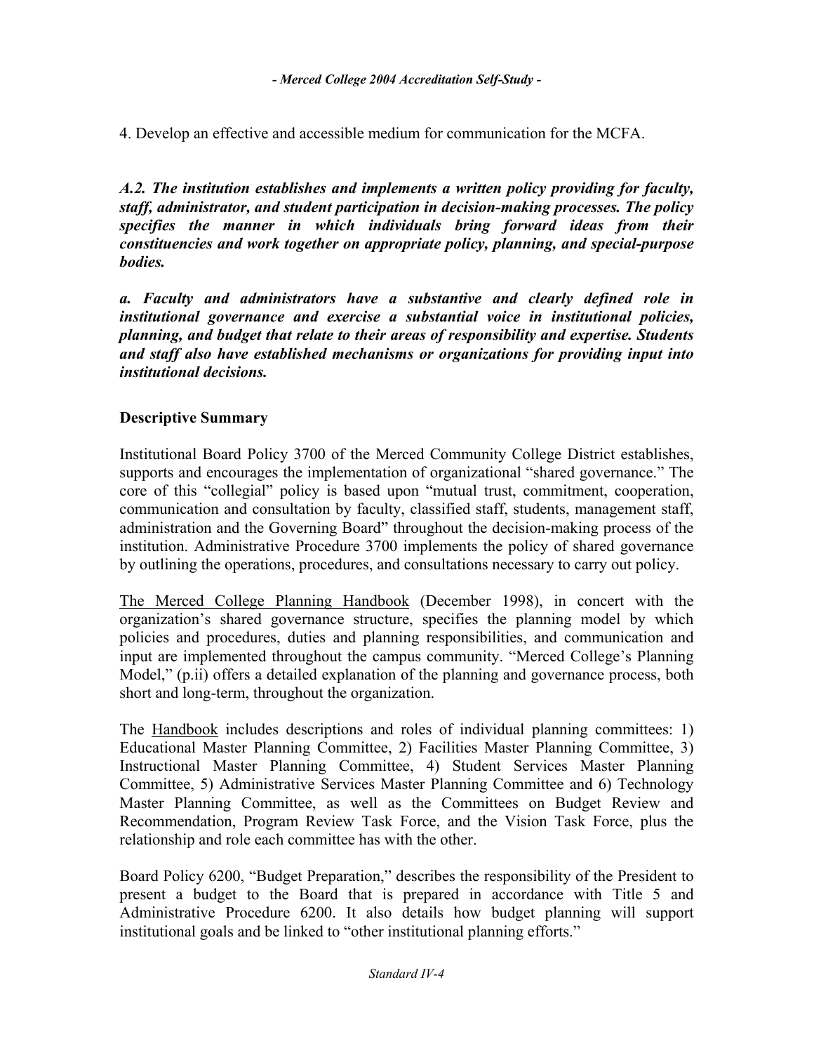4. Develop an effective and accessible medium for communication for the MCFA.

***A.2. The institution establishes and implements a written policy providing for faculty, staff, administrator, and student participation in decision-making processes. The policy specifies the manner in which individuals bring forward ideas from their constituencies and work together on appropriate policy, planning, and special-purpose bodies.***

***a. Faculty and administrators have a substantive and clearly defined role in institutional governance and exercise a substantial voice in institutional policies, planning, and budget that relate to their areas of responsibility and expertise. Students and staff also have established mechanisms or organizations for providing input into institutional decisions.***

**Descriptive Summary**

Institutional Board Policy 3700 of the Merced Community College District establishes, supports and encourages the implementation of organizational "shared governance." The core of this "collegial" policy is based upon "mutual trust, commitment, cooperation, communication and consultation by faculty, classified staff, students, management staff, administration and the Governing Board" throughout the decision-making process of the institution. Administrative Procedure 3700 implements the policy of shared governance by outlining the operations, procedures, and consultations necessary to carry out policy.

The Merced College Planning Handbook (December 1998), in concert with the organization's shared governance structure, specifies the planning model by which policies and procedures, duties and planning responsibilities, and communication and input are implemented throughout the campus community. "Merced College's Planning Model," (p.ii) offers a detailed explanation of the planning and governance process, both short and long-term, throughout the organization.

The Handbook includes descriptions and roles of individual planning committees: 1) Educational Master Planning Committee, 2) Facilities Master Planning Committee, 3) Instructional Master Planning Committee, 4) Student Services Master Planning Committee, 5) Administrative Services Master Planning Committee and 6) Technology Master Planning Committee, as well as the Committees on Budget Review and Recommendation, Program Review Task Force, and the Vision Task Force, plus the relationship and role each committee has with the other.

Board Policy 6200, "Budget Preparation," describes the responsibility of the President to present a budget to the Board that is prepared in accordance with Title 5 and Administrative Procedure 6200. It also details how budget planning will support institutional goals and be linked to "other institutional planning efforts."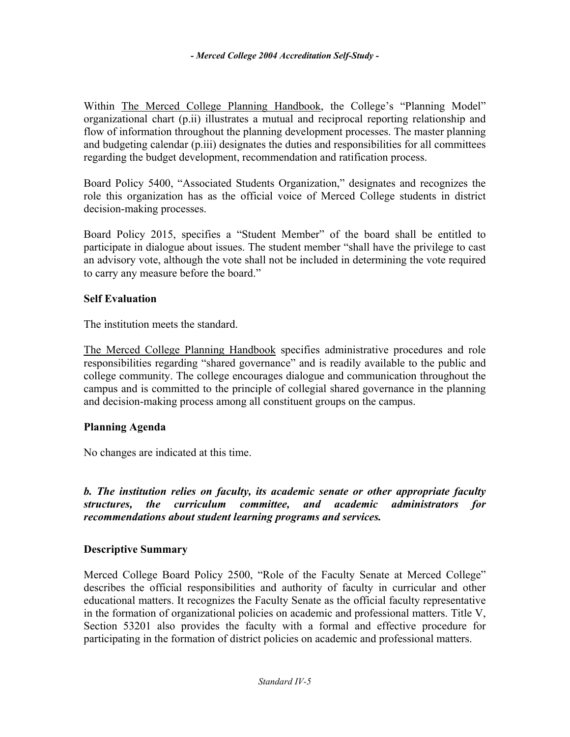Within The Merced College Planning Handbook, the College's "Planning Model" organizational chart (p.ii) illustrates a mutual and reciprocal reporting relationship and flow of information throughout the planning development processes. The master planning and budgeting calendar (p.iii) designates the duties and responsibilities for all committees regarding the budget development, recommendation and ratification process.

Board Policy 5400, "Associated Students Organization," designates and recognizes the role this organization has as the official voice of Merced College students in district decision-making processes.

Board Policy 2015, specifies a "Student Member" of the board shall be entitled to participate in dialogue about issues. The student member "shall have the privilege to cast an advisory vote, although the vote shall not be included in determining the vote required to carry any measure before the board."

**Self Evaluation**

The institution meets the standard.

The Merced College Planning Handbook specifies administrative procedures and role responsibilities regarding "shared governance" and is readily available to the public and college community. The college encourages dialogue and communication throughout the campus and is committed to the principle of collegial shared governance in the planning and decision-making process among all constituent groups on the campus.

**Planning Agenda**

No changes are indicated at this time.

***b. The institution relies on faculty, its academic senate or other appropriate faculty structures, the curriculum committee, and academic administrators for recommendations about student learning programs and services.***

**Descriptive Summary**

Merced College Board Policy 2500, "Role of the Faculty Senate at Merced College" describes the official responsibilities and authority of faculty in curricular and other educational matters. It recognizes the Faculty Senate as the official faculty representative in the formation of organizational policies on academic and professional matters. Title V, Section 53201 also provides the faculty with a formal and effective procedure for participating in the formation of district policies on academic and professional matters.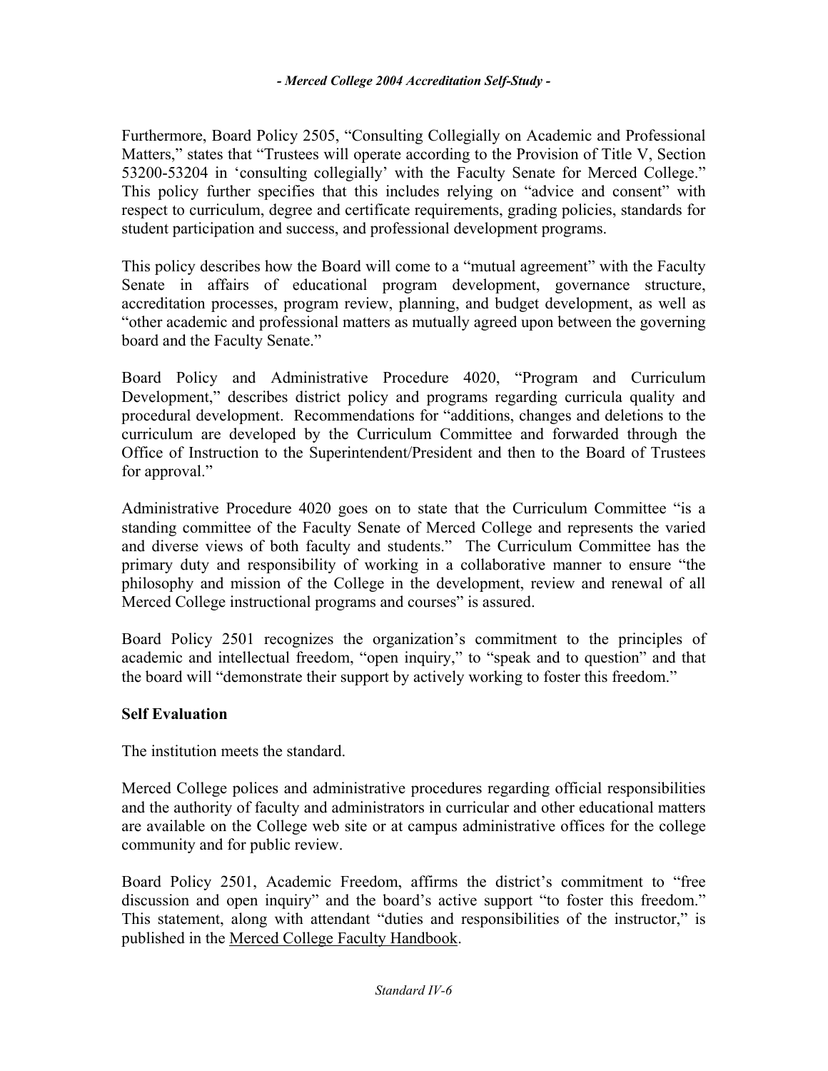Furthermore, Board Policy 2505, "Consulting Collegially on Academic and Professional Matters," states that "Trustees will operate according to the Provision of Title V, Section 53200-53204 in 'consulting collegially' with the Faculty Senate for Merced College." This policy further specifies that this includes relying on "advice and consent" with respect to curriculum, degree and certificate requirements, grading policies, standards for student participation and success, and professional development programs.

This policy describes how the Board will come to a "mutual agreement" with the Faculty Senate in affairs of educational program development, governance structure, accreditation processes, program review, planning, and budget development, as well as "other academic and professional matters as mutually agreed upon between the governing board and the Faculty Senate."

Board Policy and Administrative Procedure 4020, "Program and Curriculum Development," describes district policy and programs regarding curricula quality and procedural development. Recommendations for "additions, changes and deletions to the curriculum are developed by the Curriculum Committee and forwarded through the Office of Instruction to the Superintendent/President and then to the Board of Trustees for approval."

Administrative Procedure 4020 goes on to state that the Curriculum Committee "is a standing committee of the Faculty Senate of Merced College and represents the varied and diverse views of both faculty and students." The Curriculum Committee has the primary duty and responsibility of working in a collaborative manner to ensure "the philosophy and mission of the College in the development, review and renewal of all Merced College instructional programs and courses" is assured.

Board Policy 2501 recognizes the organization's commitment to the principles of academic and intellectual freedom, "open inquiry," to "speak and to question" and that the board will "demonstrate their support by actively working to foster this freedom."

**Self Evaluation**

The institution meets the standard.

Merced College polices and administrative procedures regarding official responsibilities and the authority of faculty and administrators in curricular and other educational matters are available on the College web site or at campus administrative offices for the college community and for public review.

Board Policy 2501, Academic Freedom, affirms the district's commitment to "free discussion and open inquiry" and the board's active support "to foster this freedom." This statement, along with attendant "duties and responsibilities of the instructor," is published in the Merced College Faculty Handbook.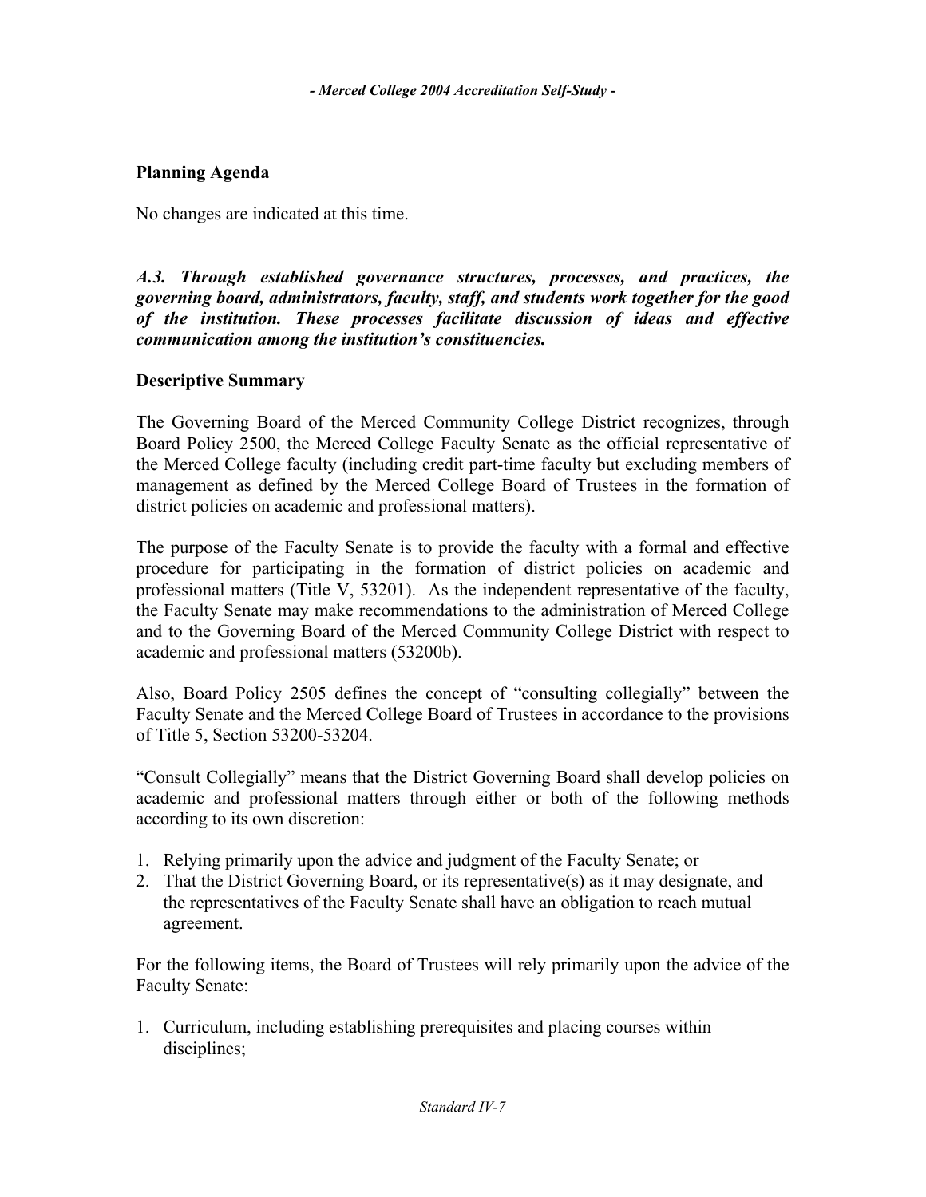**Planning Agenda**

No changes are indicated at this time.

***A.3. Through established governance structures, processes, and practices, the governing board, administrators, faculty, staff, and students work together for the good of the institution. These processes facilitate discussion of ideas and effective communication among the institution's constituencies.***

**Descriptive Summary**

The Governing Board of the Merced Community College District recognizes, through Board Policy 2500, the Merced College Faculty Senate as the official representative of the Merced College faculty (including credit part-time faculty but excluding members of management as defined by the Merced College Board of Trustees in the formation of district policies on academic and professional matters).

The purpose of the Faculty Senate is to provide the faculty with a formal and effective procedure for participating in the formation of district policies on academic and professional matters (Title V, 53201). As the independent representative of the faculty, the Faculty Senate may make recommendations to the administration of Merced College and to the Governing Board of the Merced Community College District with respect to academic and professional matters (53200b).

Also, Board Policy 2505 defines the concept of "consulting collegially" between the Faculty Senate and the Merced College Board of Trustees in accordance to the provisions of Title 5, Section 53200-53204.

"Consult Collegially" means that the District Governing Board shall develop policies on academic and professional matters through either or both of the following methods according to its own discretion:

1. Relying primarily upon the advice and judgment of the Faculty Senate; or
2. That the District Governing Board, or its representative(s) as it may designate, and the representatives of the Faculty Senate shall have an obligation to reach mutual agreement.

For the following items, the Board of Trustees will rely primarily upon the advice of the Faculty Senate:

1. Curriculum, including establishing prerequisites and placing courses within disciplines;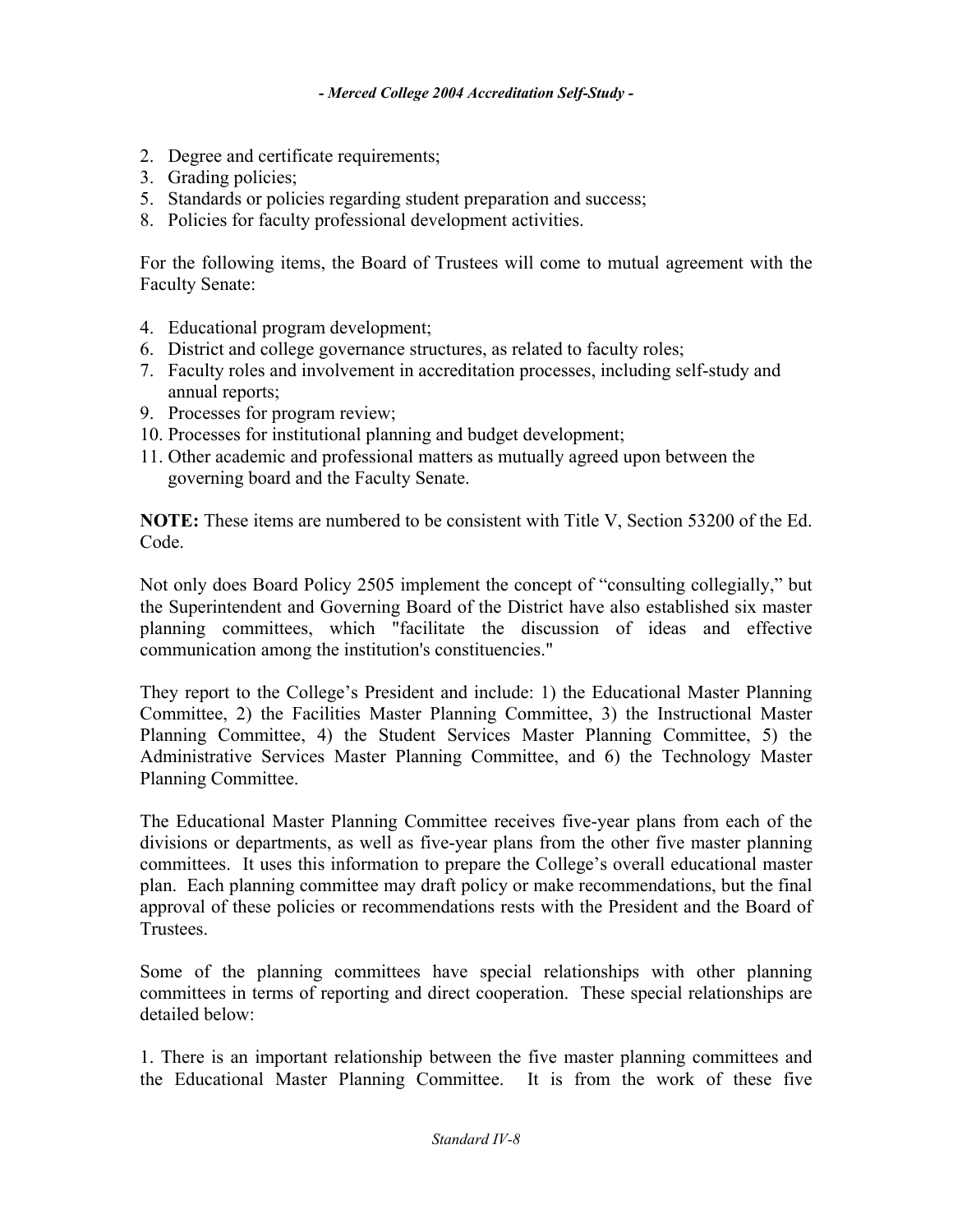2. Degree and certificate requirements;
3. Grading policies;
5. Standards or policies regarding student preparation and success;
8. Policies for faculty professional development activities.

For the following items, the Board of Trustees will come to mutual agreement with the Faculty Senate:

4. Educational program development;
6. District and college governance structures, as related to faculty roles;
7. Faculty roles and involvement in accreditation processes, including self-study and annual reports;
9. Processes for program review;
10. Processes for institutional planning and budget development;
11. Other academic and professional matters as mutually agreed upon between the governing board and the Faculty Senate.

**NOTE:** These items are numbered to be consistent with Title V, Section 53200 of the Ed. Code.

Not only does Board Policy 2505 implement the concept of "consulting collegially," but the Superintendent and Governing Board of the District have also established six master planning committees, which "facilitate the discussion of ideas and effective communication among the institution's constituencies."

They report to the College's President and include: 1) the Educational Master Planning Committee, 2) the Facilities Master Planning Committee, 3) the Instructional Master Planning Committee, 4) the Student Services Master Planning Committee, 5) the Administrative Services Master Planning Committee, and 6) the Technology Master Planning Committee.

The Educational Master Planning Committee receives five-year plans from each of the divisions or departments, as well as five-year plans from the other five master planning committees. It uses this information to prepare the College's overall educational master plan. Each planning committee may draft policy or make recommendations, but the final approval of these policies or recommendations rests with the President and the Board of Trustees.

Some of the planning committees have special relationships with other planning committees in terms of reporting and direct cooperation. These special relationships are detailed below:

1. There is an important relationship between the five master planning committees and the Educational Master Planning Committee. It is from the work of these five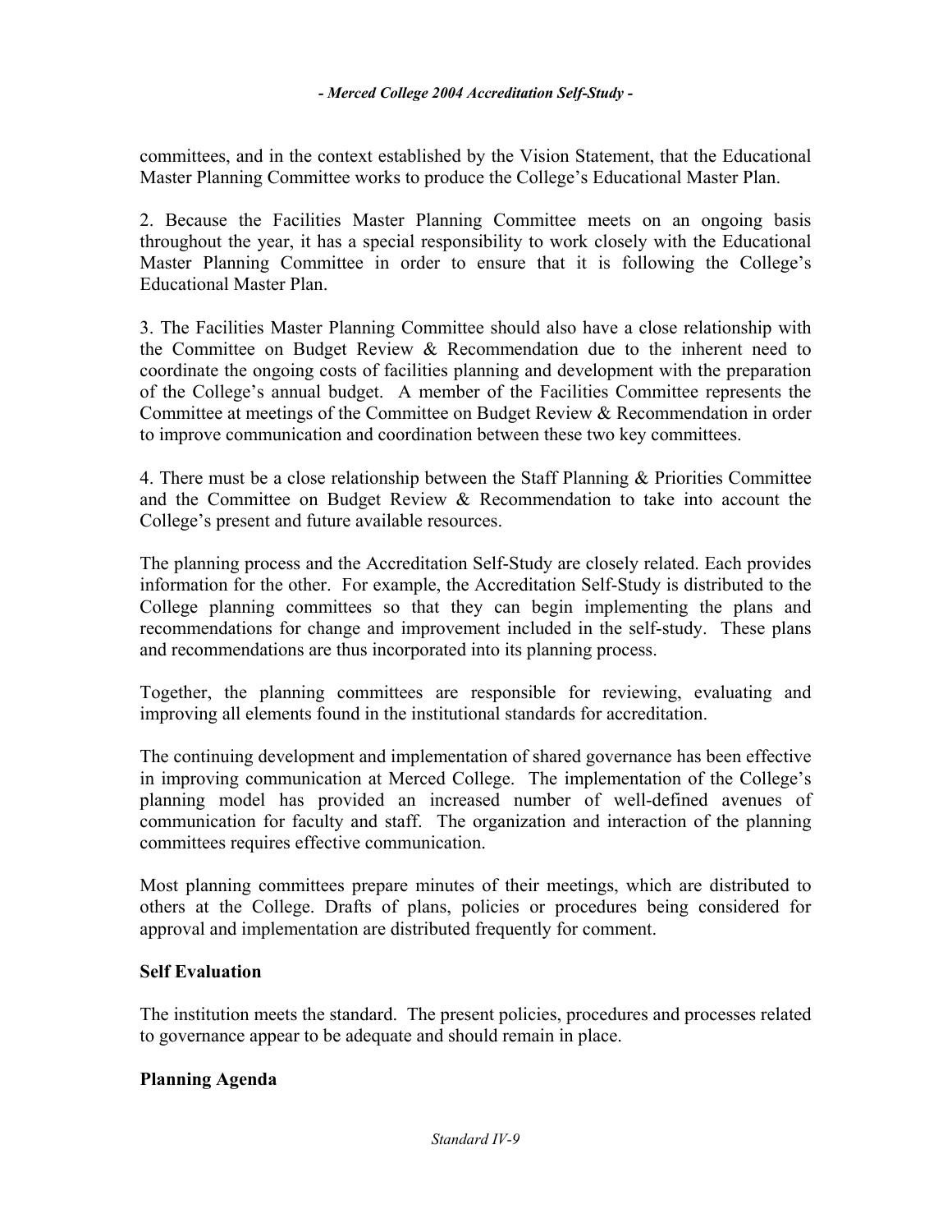committees, and in the context established by the Vision Statement, that the Educational Master Planning Committee works to produce the College's Educational Master Plan.

2. Because the Facilities Master Planning Committee meets on an ongoing basis throughout the year, it has a special responsibility to work closely with the Educational Master Planning Committee in order to ensure that it is following the College's Educational Master Plan.

3. The Facilities Master Planning Committee should also have a close relationship with the Committee on Budget Review & Recommendation due to the inherent need to coordinate the ongoing costs of facilities planning and development with the preparation of the College's annual budget. A member of the Facilities Committee represents the Committee at meetings of the Committee on Budget Review & Recommendation in order to improve communication and coordination between these two key committees.

4. There must be a close relationship between the Staff Planning & Priorities Committee and the Committee on Budget Review & Recommendation to take into account the College's present and future available resources.

The planning process and the Accreditation Self-Study are closely related. Each provides information for the other. For example, the Accreditation Self-Study is distributed to the College planning committees so that they can begin implementing the plans and recommendations for change and improvement included in the self-study. These plans and recommendations are thus incorporated into its planning process.

Together, the planning committees are responsible for reviewing, evaluating and improving all elements found in the institutional standards for accreditation.

The continuing development and implementation of shared governance has been effective in improving communication at Merced College. The implementation of the College's planning model has provided an increased number of well-defined avenues of communication for faculty and staff. The organization and interaction of the planning committees requires effective communication.

Most planning committees prepare minutes of their meetings, which are distributed to others at the College. Drafts of plans, policies or procedures being considered for approval and implementation are distributed frequently for comment.

**Self Evaluation**

The institution meets the standard. The present policies, procedures and processes related to governance appear to be adequate and should remain in place.

**Planning Agenda**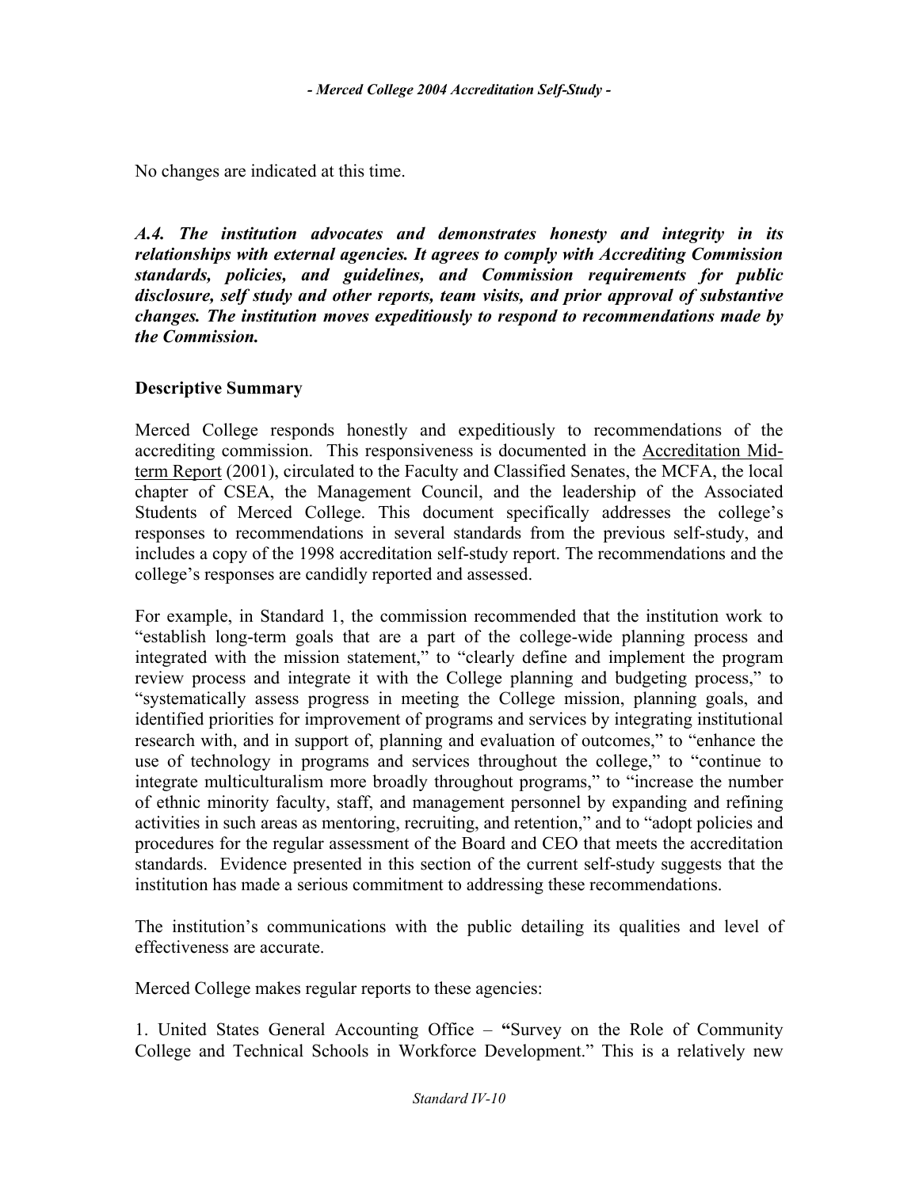No changes are indicated at this time.

***A.4. The institution advocates and demonstrates honesty and integrity in its relationships with external agencies. It agrees to comply with Accrediting Commission standards, policies, and guidelines, and Commission requirements for public disclosure, self study and other reports, team visits, and prior approval of substantive changes. The institution moves expeditiously to respond to recommendations made by the Commission.***

**Descriptive Summary**

Merced College responds honestly and expeditiously to recommendations of the accrediting commission. This responsiveness is documented in the Accreditation Mid-term Report (2001), circulated to the Faculty and Classified Senates, the MCFA, the local chapter of CSEA, the Management Council, and the leadership of the Associated Students of Merced College. This document specifically addresses the college's responses to recommendations in several standards from the previous self-study, and includes a copy of the 1998 accreditation self-study report. The recommendations and the college's responses are candidly reported and assessed.

For example, in Standard 1, the commission recommended that the institution work to "establish long-term goals that are a part of the college-wide planning process and integrated with the mission statement," to "clearly define and implement the program review process and integrate it with the College planning and budgeting process," to "systematically assess progress in meeting the College mission, planning goals, and identified priorities for improvement of programs and services by integrating institutional research with, and in support of, planning and evaluation of outcomes," to "enhance the use of technology in programs and services throughout the college," to "continue to integrate multiculturalism more broadly throughout programs," to "increase the number of ethnic minority faculty, staff, and management personnel by expanding and refining activities in such areas as mentoring, recruiting, and retention," and to "adopt policies and procedures for the regular assessment of the Board and CEO that meets the accreditation standards. Evidence presented in this section of the current self-study suggests that the institution has made a serious commitment to addressing these recommendations.

The institution's communications with the public detailing its qualities and level of effectiveness are accurate.

Merced College makes regular reports to these agencies:

1. United States General Accounting Office – **"**Survey on the Role of Community College and Technical Schools in Workforce Development." This is a relatively new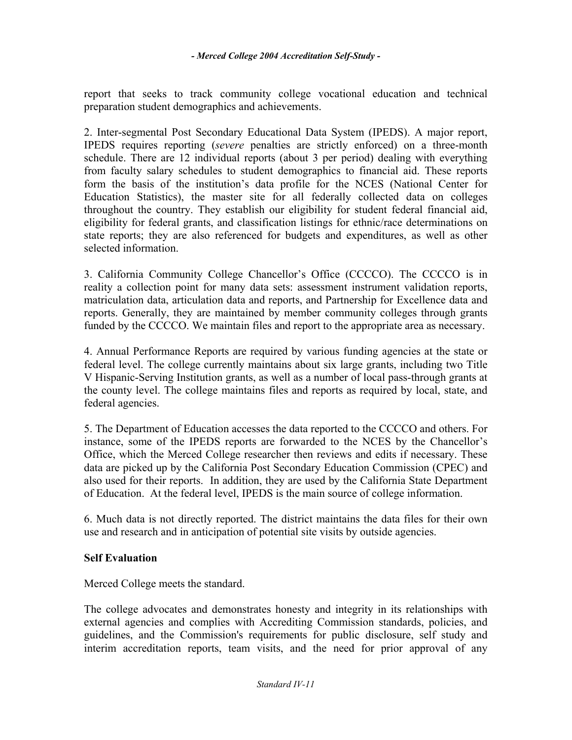report that seeks to track community college vocational education and technical preparation student demographics and achievements.

2. Inter-segmental Post Secondary Educational Data System (IPEDS). A major report, IPEDS requires reporting (*severe* penalties are strictly enforced) on a three-month schedule. There are 12 individual reports (about 3 per period) dealing with everything from faculty salary schedules to student demographics to financial aid. These reports form the basis of the institution's data profile for the NCES (National Center for Education Statistics), the master site for all federally collected data on colleges throughout the country. They establish our eligibility for student federal financial aid, eligibility for federal grants, and classification listings for ethnic/race determinations on state reports; they are also referenced for budgets and expenditures, as well as other selected information.

3. California Community College Chancellor's Office (CCCCO). The CCCCO is in reality a collection point for many data sets: assessment instrument validation reports, matriculation data, articulation data and reports, and Partnership for Excellence data and reports. Generally, they are maintained by member community colleges through grants funded by the CCCCO. We maintain files and report to the appropriate area as necessary.

4. Annual Performance Reports are required by various funding agencies at the state or federal level. The college currently maintains about six large grants, including two Title V Hispanic-Serving Institution grants, as well as a number of local pass-through grants at the county level. The college maintains files and reports as required by local, state, and federal agencies.

5. The Department of Education accesses the data reported to the CCCCO and others. For instance, some of the IPEDS reports are forwarded to the NCES by the Chancellor's Office, which the Merced College researcher then reviews and edits if necessary. These data are picked up by the California Post Secondary Education Commission (CPEC) and also used for their reports. In addition, they are used by the California State Department of Education. At the federal level, IPEDS is the main source of college information.

6. Much data is not directly reported. The district maintains the data files for their own use and research and in anticipation of potential site visits by outside agencies.

**Self Evaluation**

Merced College meets the standard.

The college advocates and demonstrates honesty and integrity in its relationships with external agencies and complies with Accrediting Commission standards, policies, and guidelines, and the Commission's requirements for public disclosure, self study and interim accreditation reports, team visits, and the need for prior approval of any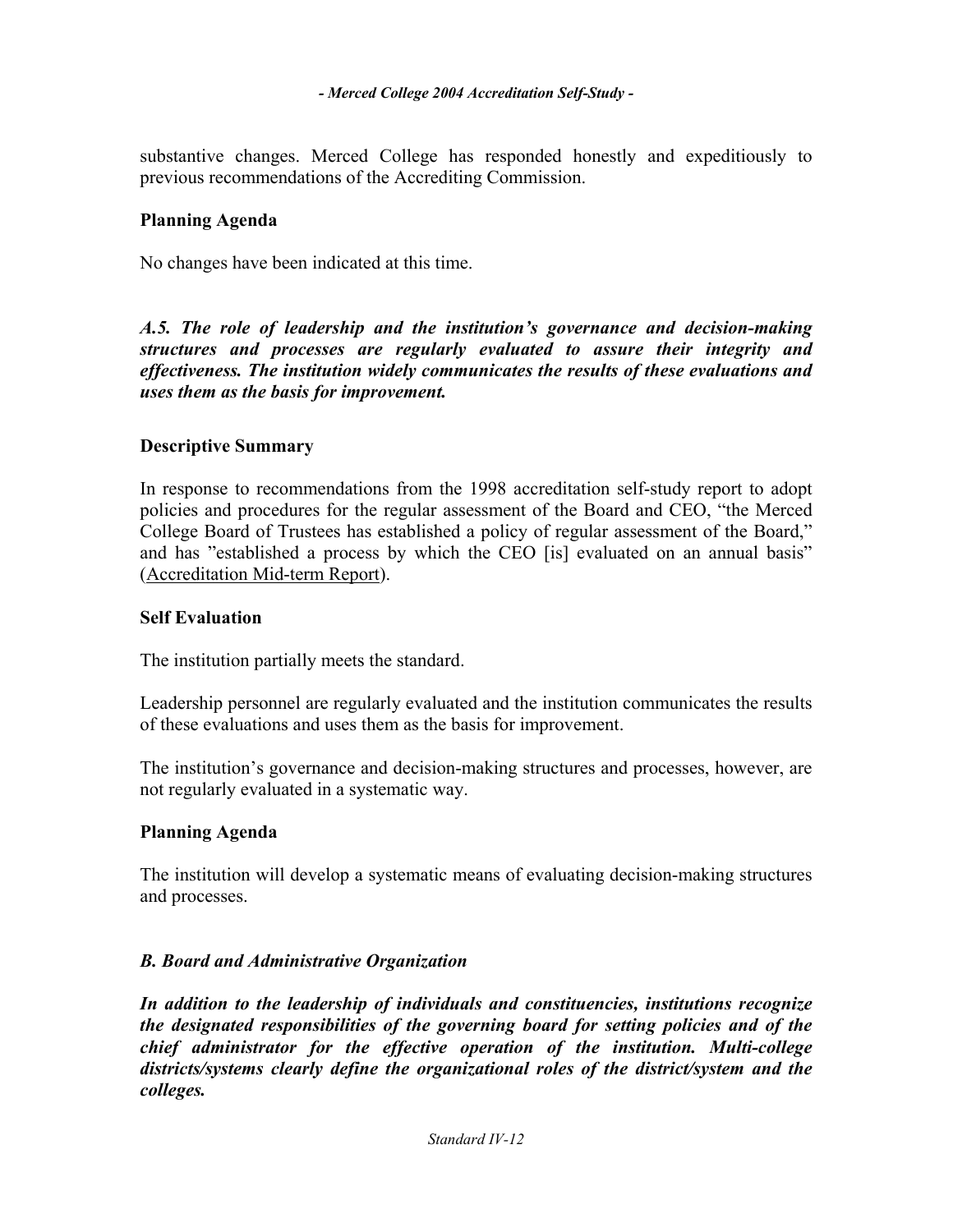substantive changes. Merced College has responded honestly and expeditiously to previous recommendations of the Accrediting Commission.

### Planning Agenda

No changes have been indicated at this time.

***A.5. The role of leadership and the institution's governance and decision-making structures and processes are regularly evaluated to assure their integrity and effectiveness. The institution widely communicates the results of these evaluations and uses them as the basis for improvement.***

### Descriptive Summary

In response to recommendations from the 1998 accreditation self-study report to adopt policies and procedures for the regular assessment of the Board and CEO, "the Merced College Board of Trustees has established a policy of regular assessment of the Board," and has "established a process by which the CEO [is] evaluated on an annual basis" (Accreditation Mid-term Report).

### Self Evaluation

The institution partially meets the standard.

Leadership personnel are regularly evaluated and the institution communicates the results of these evaluations and uses them as the basis for improvement.

The institution's governance and decision-making structures and processes, however, are not regularly evaluated in a systematic way.

### Planning Agenda

The institution will develop a systematic means of evaluating decision-making structures and processes.

## *B. Board and Administrative Organization*

***In addition to the leadership of individuals and constituencies, institutions recognize the designated responsibilities of the governing board for setting policies and of the chief administrator for the effective operation of the institution. Multi-college districts/systems clearly define the organizational roles of the district/system and the colleges.***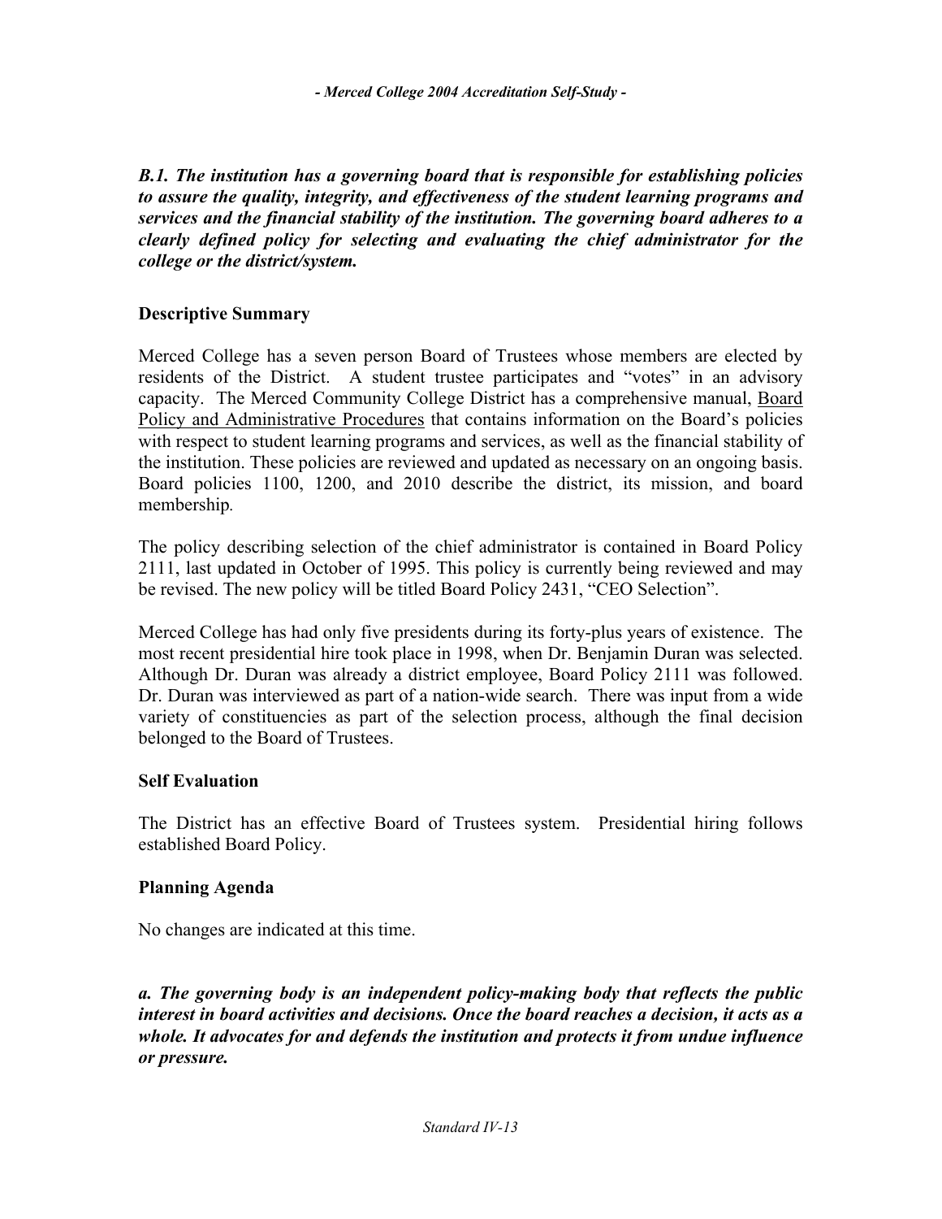***B.1. The institution has a governing board that is responsible for establishing policies to assure the quality, integrity, and effectiveness of the student learning programs and services and the financial stability of the institution. The governing board adheres to a clearly defined policy for selecting and evaluating the chief administrator for the college or the district/system.***

**Descriptive Summary**

Merced College has a seven person Board of Trustees whose members are elected by residents of the District. A student trustee participates and "votes" in an advisory capacity. The Merced Community College District has a comprehensive manual, Board Policy and Administrative Procedures that contains information on the Board's policies with respect to student learning programs and services, as well as the financial stability of the institution. These policies are reviewed and updated as necessary on an ongoing basis. Board policies 1100, 1200, and 2010 describe the district, its mission, and board membership.

The policy describing selection of the chief administrator is contained in Board Policy 2111, last updated in October of 1995. This policy is currently being reviewed and may be revised. The new policy will be titled Board Policy 2431, "CEO Selection".

Merced College has had only five presidents during its forty-plus years of existence. The most recent presidential hire took place in 1998, when Dr. Benjamin Duran was selected. Although Dr. Duran was already a district employee, Board Policy 2111 was followed. Dr. Duran was interviewed as part of a nation-wide search. There was input from a wide variety of constituencies as part of the selection process, although the final decision belonged to the Board of Trustees.

**Self Evaluation**

The District has an effective Board of Trustees system. Presidential hiring follows established Board Policy.

**Planning Agenda**

No changes are indicated at this time.

***a. The governing body is an independent policy-making body that reflects the public interest in board activities and decisions. Once the board reaches a decision, it acts as a whole. It advocates for and defends the institution and protects it from undue influence or pressure.***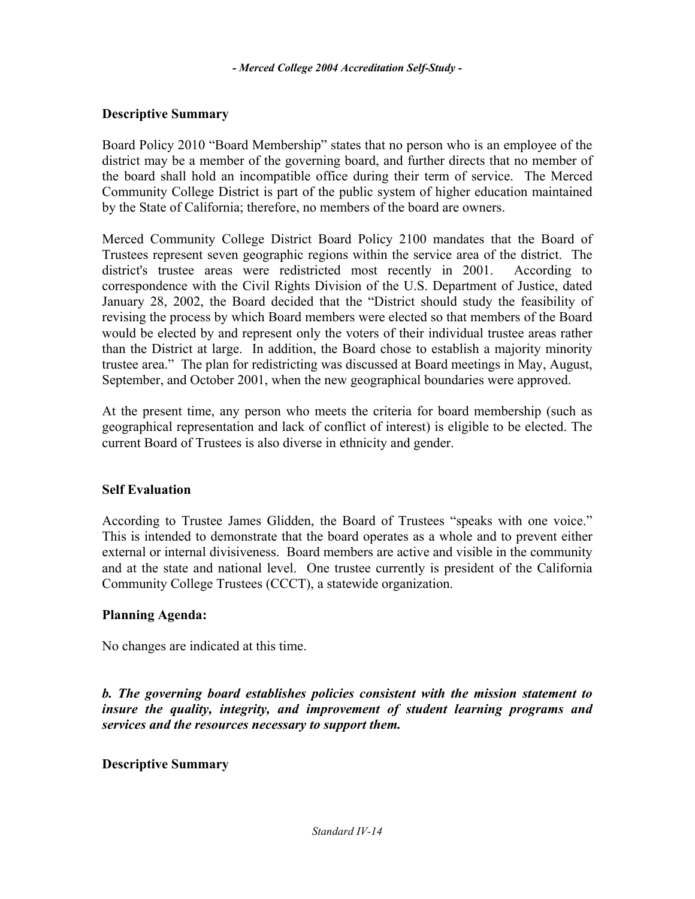### Descriptive Summary

Board Policy 2010 "Board Membership" states that no person who is an employee of the district may be a member of the governing board, and further directs that no member of the board shall hold an incompatible office during their term of service. The Merced Community College District is part of the public system of higher education maintained by the State of California; therefore, no members of the board are owners.

Merced Community College District Board Policy 2100 mandates that the Board of Trustees represent seven geographic regions within the service area of the district. The district's trustee areas were redistricted most recently in 2001. According to correspondence with the Civil Rights Division of the U.S. Department of Justice, dated January 28, 2002, the Board decided that the "District should study the feasibility of revising the process by which Board members were elected so that members of the Board would be elected by and represent only the voters of their individual trustee areas rather than the District at large. In addition, the Board chose to establish a majority minority trustee area." The plan for redistricting was discussed at Board meetings in May, August, September, and October 2001, when the new geographical boundaries were approved.

At the present time, any person who meets the criteria for board membership (such as geographical representation and lack of conflict of interest) is eligible to be elected. The current Board of Trustees is also diverse in ethnicity and gender.

### Self Evaluation

According to Trustee James Glidden, the Board of Trustees "speaks with one voice." This is intended to demonstrate that the board operates as a whole and to prevent either external or internal divisiveness. Board members are active and visible in the community and at the state and national level. One trustee currently is president of the California Community College Trustees (CCCT), a statewide organization.

### Planning Agenda:

No changes are indicated at this time.

***b. The governing board establishes policies consistent with the mission statement to insure the quality, integrity, and improvement of student learning programs and services and the resources necessary to support them.***

### Descriptive Summary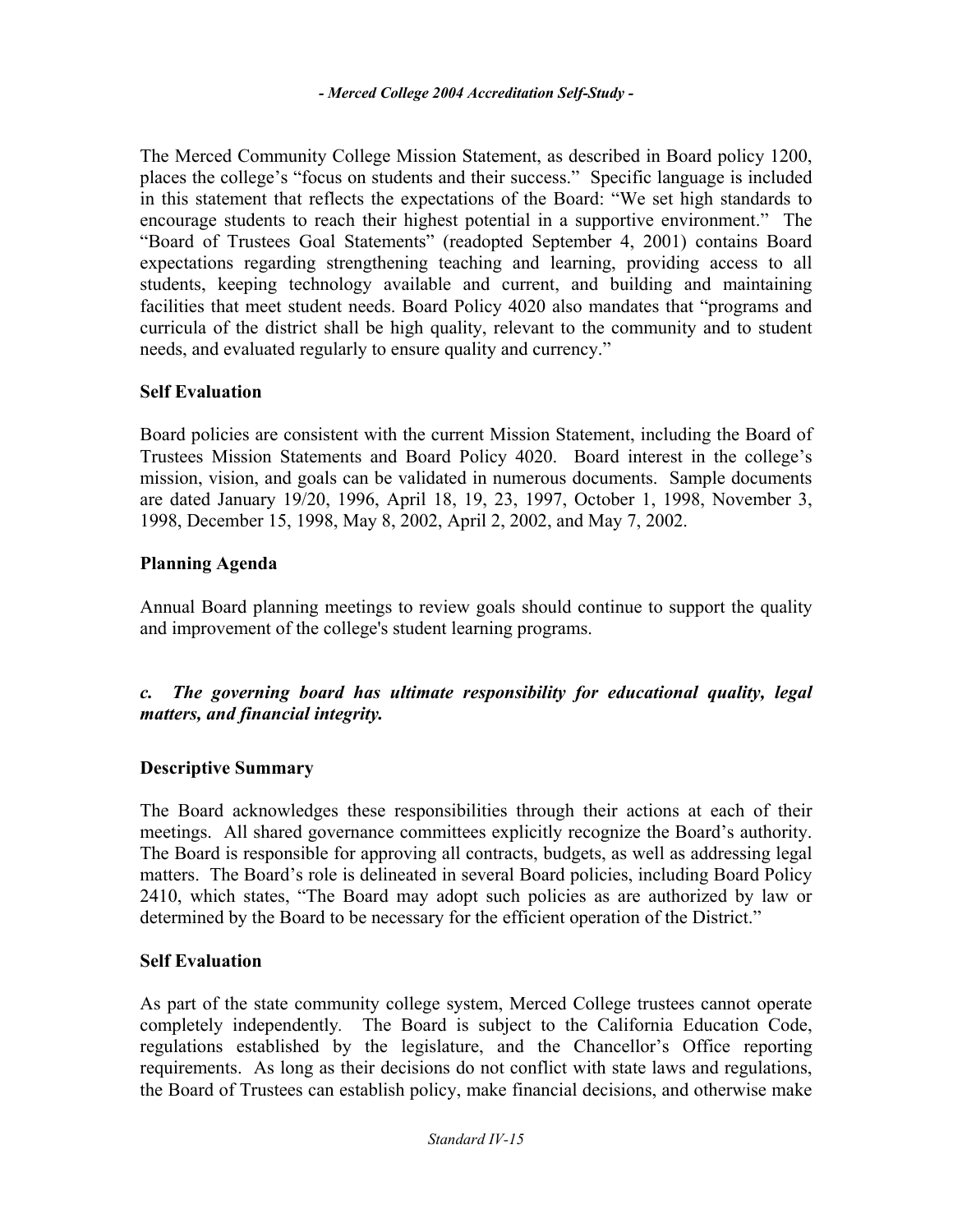The Merced Community College Mission Statement, as described in Board policy 1200, places the college's "focus on students and their success." Specific language is included in this statement that reflects the expectations of the Board: "We set high standards to encourage students to reach their highest potential in a supportive environment." The "Board of Trustees Goal Statements" (readopted September 4, 2001) contains Board expectations regarding strengthening teaching and learning, providing access to all students, keeping technology available and current, and building and maintaining facilities that meet student needs. Board Policy 4020 also mandates that "programs and curricula of the district shall be high quality, relevant to the community and to student needs, and evaluated regularly to ensure quality and currency."

### Self Evaluation

Board policies are consistent with the current Mission Statement, including the Board of Trustees Mission Statements and Board Policy 4020. Board interest in the college's mission, vision, and goals can be validated in numerous documents. Sample documents are dated January 19/20, 1996, April 18, 19, 23, 1997, October 1, 1998, November 3, 1998, December 15, 1998, May 8, 2002, April 2, 2002, and May 7, 2002.

### Planning Agenda

Annual Board planning meetings to review goals should continue to support the quality and improvement of the college's student learning programs.

***c. The governing board has ultimate responsibility for educational quality, legal matters, and financial integrity.***

### Descriptive Summary

The Board acknowledges these responsibilities through their actions at each of their meetings. All shared governance committees explicitly recognize the Board's authority. The Board is responsible for approving all contracts, budgets, as well as addressing legal matters. The Board's role is delineated in several Board policies, including Board Policy 2410, which states, "The Board may adopt such policies as are authorized by law or determined by the Board to be necessary for the efficient operation of the District."

### Self Evaluation

As part of the state community college system, Merced College trustees cannot operate completely independently. The Board is subject to the California Education Code, regulations established by the legislature, and the Chancellor's Office reporting requirements. As long as their decisions do not conflict with state laws and regulations, the Board of Trustees can establish policy, make financial decisions, and otherwise make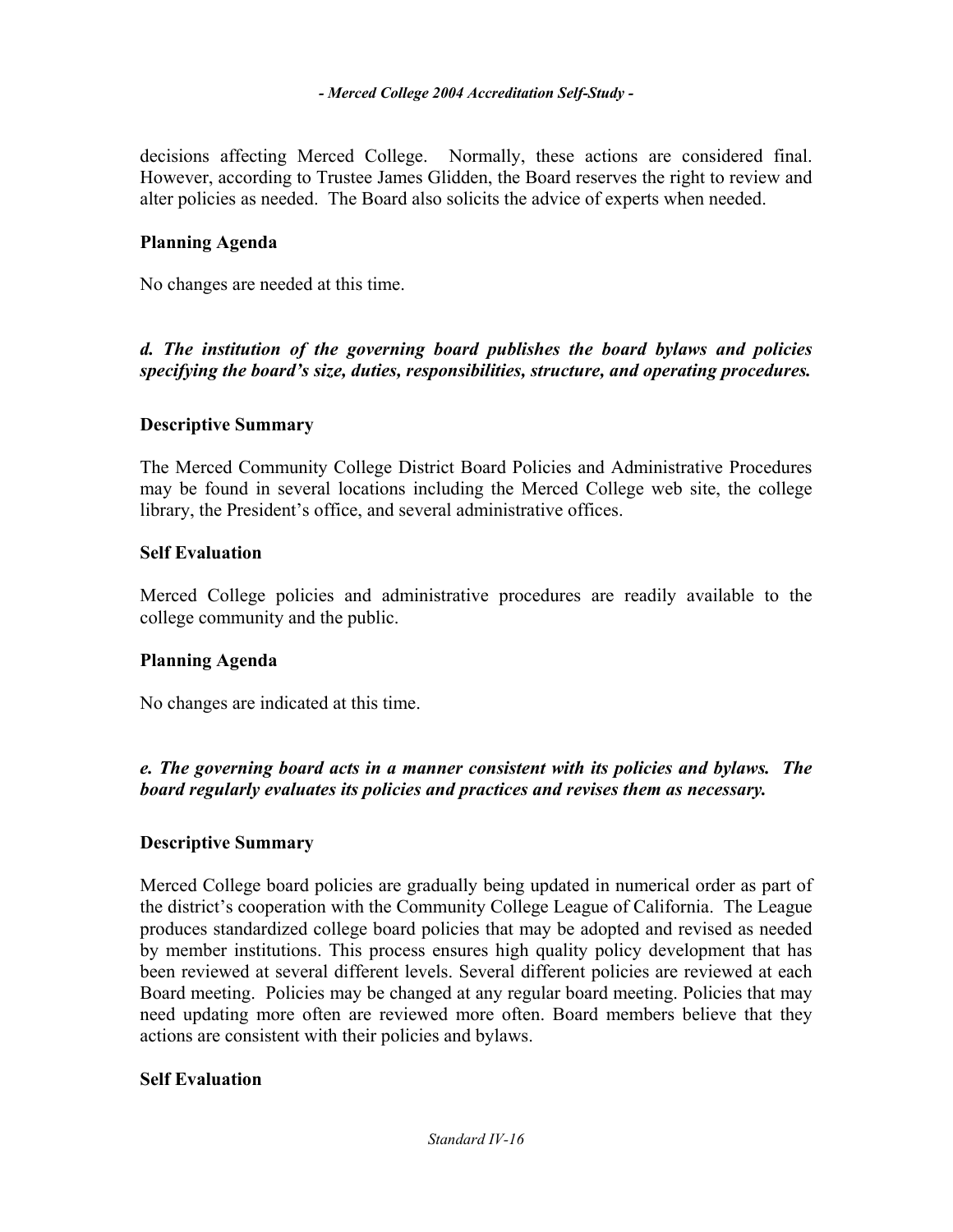decisions affecting Merced College. Normally, these actions are considered final. However, according to Trustee James Glidden, the Board reserves the right to review and alter policies as needed. The Board also solicits the advice of experts when needed.

**Planning Agenda**

No changes are needed at this time.

***d. The institution of the governing board publishes the board bylaws and policies specifying the board's size, duties, responsibilities, structure, and operating procedures.***

**Descriptive Summary**

The Merced Community College District Board Policies and Administrative Procedures may be found in several locations including the Merced College web site, the college library, the President's office, and several administrative offices.

**Self Evaluation**

Merced College policies and administrative procedures are readily available to the college community and the public.

**Planning Agenda**

No changes are indicated at this time.

***e. The governing board acts in a manner consistent with its policies and bylaws. The board regularly evaluates its policies and practices and revises them as necessary.***

**Descriptive Summary**

Merced College board policies are gradually being updated in numerical order as part of the district's cooperation with the Community College League of California. The League produces standardized college board policies that may be adopted and revised as needed by member institutions. This process ensures high quality policy development that has been reviewed at several different levels. Several different policies are reviewed at each Board meeting. Policies may be changed at any regular board meeting. Policies that may need updating more often are reviewed more often. Board members believe that they actions are consistent with their policies and bylaws.

**Self Evaluation**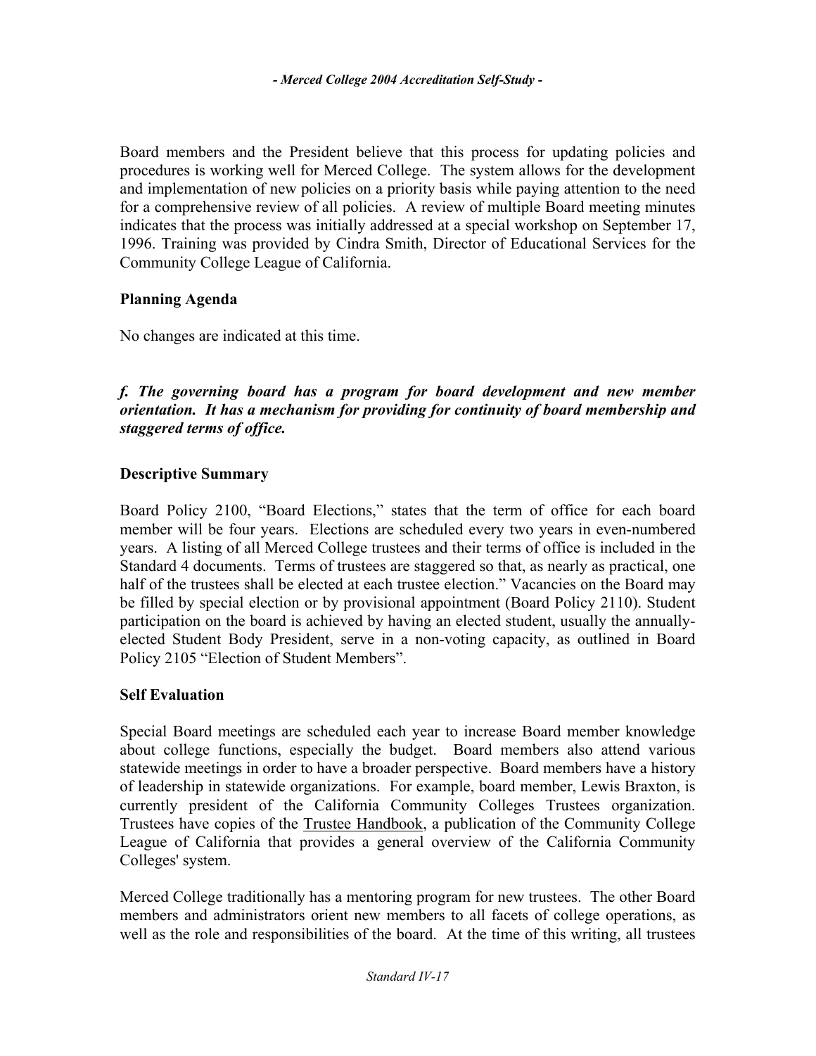Board members and the President believe that this process for updating policies and procedures is working well for Merced College. The system allows for the development and implementation of new policies on a priority basis while paying attention to the need for a comprehensive review of all policies. A review of multiple Board meeting minutes indicates that the process was initially addressed at a special workshop on September 17, 1996. Training was provided by Cindra Smith, Director of Educational Services for the Community College League of California.

### Planning Agenda

No changes are indicated at this time.

***f. The governing board has a program for board development and new member orientation. It has a mechanism for providing for continuity of board membership and staggered terms of office.***

### Descriptive Summary

Board Policy 2100, "Board Elections," states that the term of office for each board member will be four years. Elections are scheduled every two years in even-numbered years. A listing of all Merced College trustees and their terms of office is included in the Standard 4 documents. Terms of trustees are staggered so that, as nearly as practical, one half of the trustees shall be elected at each trustee election." Vacancies on the Board may be filled by special election or by provisional appointment (Board Policy 2110). Student participation on the board is achieved by having an elected student, usually the annually-elected Student Body President, serve in a non-voting capacity, as outlined in Board Policy 2105 "Election of Student Members".

### Self Evaluation

Special Board meetings are scheduled each year to increase Board member knowledge about college functions, especially the budget. Board members also attend various statewide meetings in order to have a broader perspective. Board members have a history of leadership in statewide organizations. For example, board member, Lewis Braxton, is currently president of the California Community Colleges Trustees organization. Trustees have copies of the Trustee Handbook, a publication of the Community College League of California that provides a general overview of the California Community Colleges' system.

Merced College traditionally has a mentoring program for new trustees. The other Board members and administrators orient new members to all facets of college operations, as well as the role and responsibilities of the board. At the time of this writing, all trustees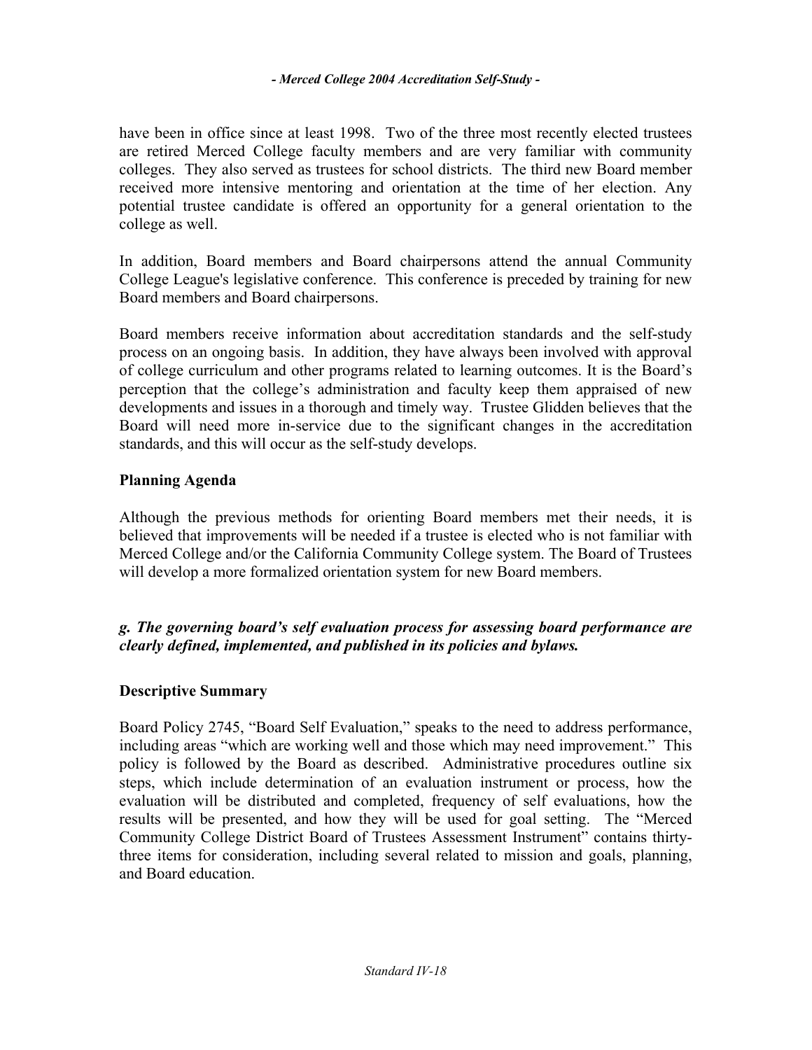have been in office since at least 1998. Two of the three most recently elected trustees are retired Merced College faculty members and are very familiar with community colleges. They also served as trustees for school districts. The third new Board member received more intensive mentoring and orientation at the time of her election. Any potential trustee candidate is offered an opportunity for a general orientation to the college as well.

In addition, Board members and Board chairpersons attend the annual Community College League's legislative conference. This conference is preceded by training for new Board members and Board chairpersons.

Board members receive information about accreditation standards and the self-study process on an ongoing basis. In addition, they have always been involved with approval of college curriculum and other programs related to learning outcomes. It is the Board's perception that the college's administration and faculty keep them appraised of new developments and issues in a thorough and timely way. Trustee Glidden believes that the Board will need more in-service due to the significant changes in the accreditation standards, and this will occur as the self-study develops.

### Planning Agenda

Although the previous methods for orienting Board members met their needs, it is believed that improvements will be needed if a trustee is elected who is not familiar with Merced College and/or the California Community College system. The Board of Trustees will develop a more formalized orientation system for new Board members.

***g. The governing board's self evaluation process for assessing board performance are clearly defined, implemented, and published in its policies and bylaws.***

### Descriptive Summary

Board Policy 2745, "Board Self Evaluation," speaks to the need to address performance, including areas "which are working well and those which may need improvement." This policy is followed by the Board as described. Administrative procedures outline six steps, which include determination of an evaluation instrument or process, how the evaluation will be distributed and completed, frequency of self evaluations, how the results will be presented, and how they will be used for goal setting. The "Merced Community College District Board of Trustees Assessment Instrument" contains thirty-three items for consideration, including several related to mission and goals, planning, and Board education.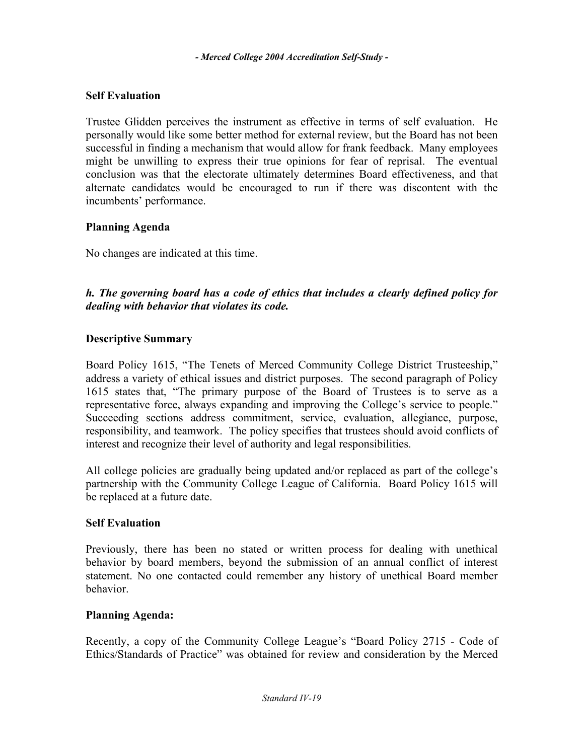### Self Evaluation

Trustee Glidden perceives the instrument as effective in terms of self evaluation. He personally would like some better method for external review, but the Board has not been successful in finding a mechanism that would allow for frank feedback. Many employees might be unwilling to express their true opinions for fear of reprisal. The eventual conclusion was that the electorate ultimately determines Board effectiveness, and that alternate candidates would be encouraged to run if there was discontent with the incumbents' performance.

### Planning Agenda

No changes are indicated at this time.

***h. The governing board has a code of ethics that includes a clearly defined policy for dealing with behavior that violates its code.***

### Descriptive Summary

Board Policy 1615, "The Tenets of Merced Community College District Trusteeship," address a variety of ethical issues and district purposes. The second paragraph of Policy 1615 states that, "The primary purpose of the Board of Trustees is to serve as a representative force, always expanding and improving the College's service to people." Succeeding sections address commitment, service, evaluation, allegiance, purpose, responsibility, and teamwork. The policy specifies that trustees should avoid conflicts of interest and recognize their level of authority and legal responsibilities.

All college policies are gradually being updated and/or replaced as part of the college's partnership with the Community College League of California. Board Policy 1615 will be replaced at a future date.

### Self Evaluation

Previously, there has been no stated or written process for dealing with unethical behavior by board members, beyond the submission of an annual conflict of interest statement. No one contacted could remember any history of unethical Board member behavior.

### Planning Agenda:

Recently, a copy of the Community College League's "Board Policy 2715 - Code of Ethics/Standards of Practice" was obtained for review and consideration by the Merced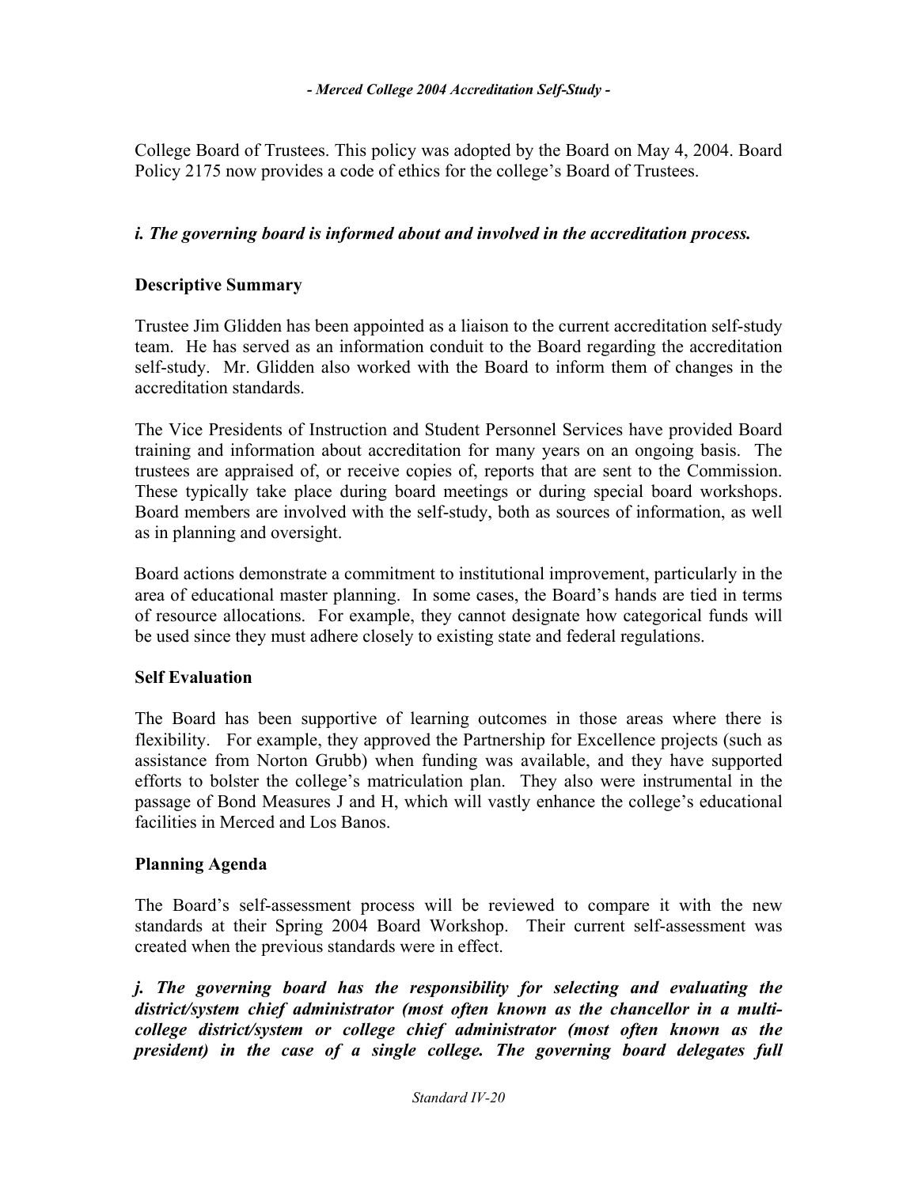College Board of Trustees. This policy was adopted by the Board on May 4, 2004. Board Policy 2175 now provides a code of ethics for the college's Board of Trustees.

***i. The governing board is informed about and involved in the accreditation process.***

**Descriptive Summary**

Trustee Jim Glidden has been appointed as a liaison to the current accreditation self-study team. He has served as an information conduit to the Board regarding the accreditation self-study. Mr. Glidden also worked with the Board to inform them of changes in the accreditation standards.

The Vice Presidents of Instruction and Student Personnel Services have provided Board training and information about accreditation for many years on an ongoing basis. The trustees are appraised of, or receive copies of, reports that are sent to the Commission. These typically take place during board meetings or during special board workshops. Board members are involved with the self-study, both as sources of information, as well as in planning and oversight.

Board actions demonstrate a commitment to institutional improvement, particularly in the area of educational master planning. In some cases, the Board's hands are tied in terms of resource allocations. For example, they cannot designate how categorical funds will be used since they must adhere closely to existing state and federal regulations.

**Self Evaluation**

The Board has been supportive of learning outcomes in those areas where there is flexibility. For example, they approved the Partnership for Excellence projects (such as assistance from Norton Grubb) when funding was available, and they have supported efforts to bolster the college's matriculation plan. They also were instrumental in the passage of Bond Measures J and H, which will vastly enhance the college's educational facilities in Merced and Los Banos.

**Planning Agenda**

The Board's self-assessment process will be reviewed to compare it with the new standards at their Spring 2004 Board Workshop. Their current self-assessment was created when the previous standards were in effect.

***j. The governing board has the responsibility for selecting and evaluating the district/system chief administrator (most often known as the chancellor in a multi-college district/system or college chief administrator (most often known as the president) in the case of a single college. The governing board delegates full***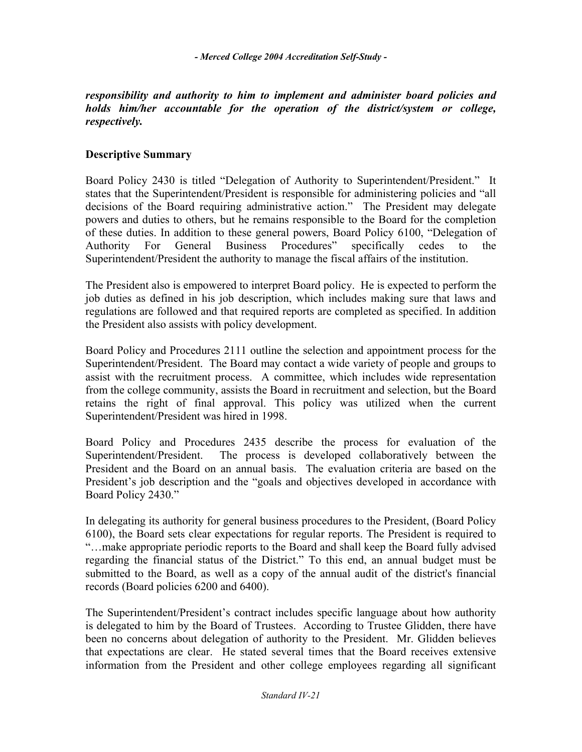***responsibility and authority to him to implement and administer board policies and holds him/her accountable for the operation of the district/system or college, respectively.***

### Descriptive Summary

Board Policy 2430 is titled "Delegation of Authority to Superintendent/President." It states that the Superintendent/President is responsible for administering policies and "all decisions of the Board requiring administrative action." The President may delegate powers and duties to others, but he remains responsible to the Board for the completion of these duties. In addition to these general powers, Board Policy 6100, "Delegation of Authority For General Business Procedures" specifically cedes to the Superintendent/President the authority to manage the fiscal affairs of the institution.

The President also is empowered to interpret Board policy. He is expected to perform the job duties as defined in his job description, which includes making sure that laws and regulations are followed and that required reports are completed as specified. In addition the President also assists with policy development.

Board Policy and Procedures 2111 outline the selection and appointment process for the Superintendent/President. The Board may contact a wide variety of people and groups to assist with the recruitment process. A committee, which includes wide representation from the college community, assists the Board in recruitment and selection, but the Board retains the right of final approval. This policy was utilized when the current Superintendent/President was hired in 1998.

Board Policy and Procedures 2435 describe the process for evaluation of the Superintendent/President. The process is developed collaboratively between the President and the Board on an annual basis. The evaluation criteria are based on the President's job description and the "goals and objectives developed in accordance with Board Policy 2430."

In delegating its authority for general business procedures to the President, (Board Policy 6100), the Board sets clear expectations for regular reports. The President is required to "…make appropriate periodic reports to the Board and shall keep the Board fully advised regarding the financial status of the District." To this end, an annual budget must be submitted to the Board, as well as a copy of the annual audit of the district's financial records (Board policies 6200 and 6400).

The Superintendent/President's contract includes specific language about how authority is delegated to him by the Board of Trustees. According to Trustee Glidden, there have been no concerns about delegation of authority to the President. Mr. Glidden believes that expectations are clear. He stated several times that the Board receives extensive information from the President and other college employees regarding all significant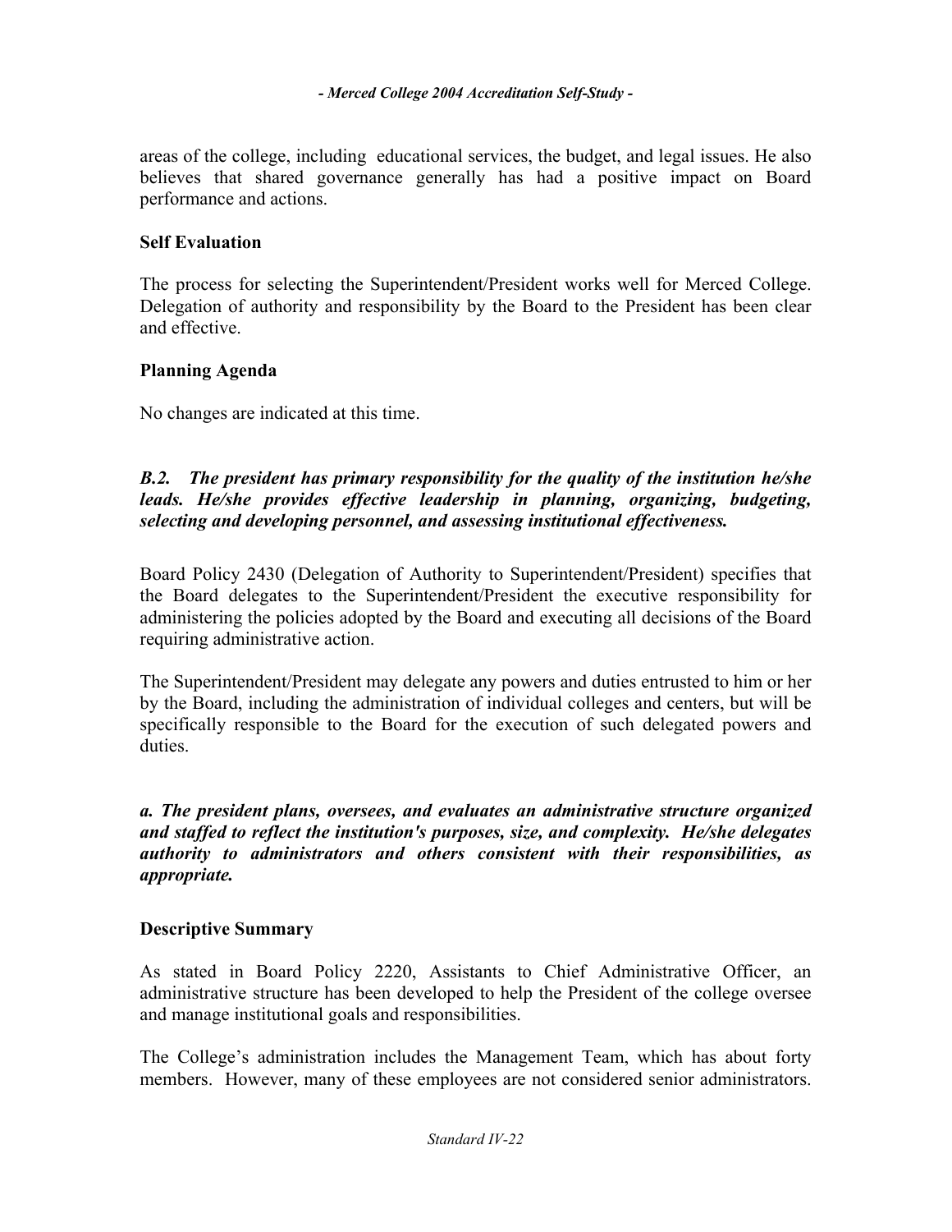areas of the college, including educational services, the budget, and legal issues. He also believes that shared governance generally has had a positive impact on Board performance and actions.

### Self Evaluation

The process for selecting the Superintendent/President works well for Merced College. Delegation of authority and responsibility by the Board to the President has been clear and effective.

### Planning Agenda

No changes are indicated at this time.

***B.2. The president has primary responsibility for the quality of the institution he/she leads. He/she provides effective leadership in planning, organizing, budgeting, selecting and developing personnel, and assessing institutional effectiveness.***

Board Policy 2430 (Delegation of Authority to Superintendent/President) specifies that the Board delegates to the Superintendent/President the executive responsibility for administering the policies adopted by the Board and executing all decisions of the Board requiring administrative action.

The Superintendent/President may delegate any powers and duties entrusted to him or her by the Board, including the administration of individual colleges and centers, but will be specifically responsible to the Board for the execution of such delegated powers and duties.

***a. The president plans, oversees, and evaluates an administrative structure organized and staffed to reflect the institution's purposes, size, and complexity. He/she delegates authority to administrators and others consistent with their responsibilities, as appropriate.***

### Descriptive Summary

As stated in Board Policy 2220, Assistants to Chief Administrative Officer, an administrative structure has been developed to help the President of the college oversee and manage institutional goals and responsibilities.

The College's administration includes the Management Team, which has about forty members. However, many of these employees are not considered senior administrators.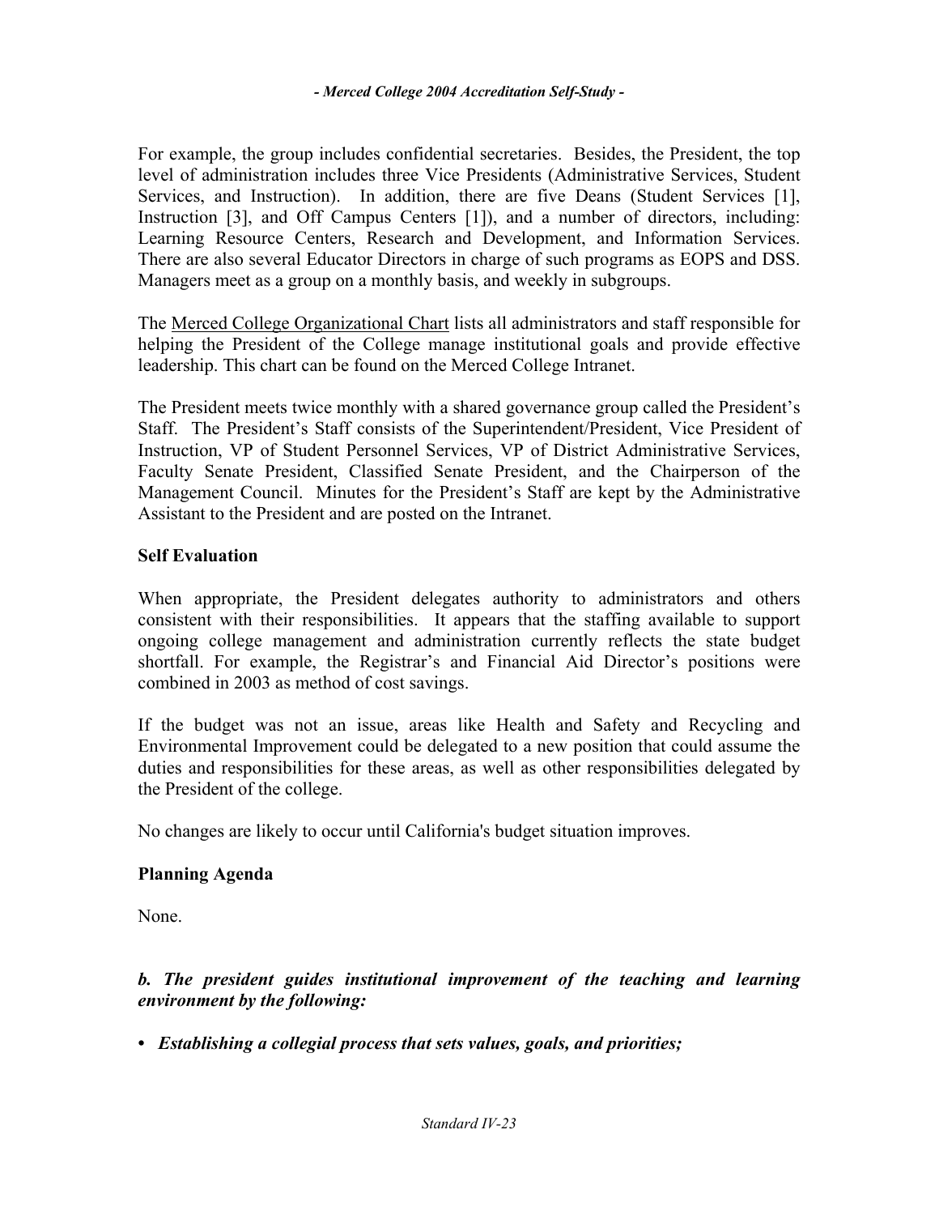For example, the group includes confidential secretaries. Besides, the President, the top level of administration includes three Vice Presidents (Administrative Services, Student Services, and Instruction). In addition, there are five Deans (Student Services [1], Instruction [3], and Off Campus Centers [1]), and a number of directors, including: Learning Resource Centers, Research and Development, and Information Services. There are also several Educator Directors in charge of such programs as EOPS and DSS. Managers meet as a group on a monthly basis, and weekly in subgroups.

The Merced College Organizational Chart lists all administrators and staff responsible for helping the President of the College manage institutional goals and provide effective leadership. This chart can be found on the Merced College Intranet.

The President meets twice monthly with a shared governance group called the President's Staff. The President's Staff consists of the Superintendent/President, Vice President of Instruction, VP of Student Personnel Services, VP of District Administrative Services, Faculty Senate President, Classified Senate President, and the Chairperson of the Management Council. Minutes for the President's Staff are kept by the Administrative Assistant to the President and are posted on the Intranet.

### Self Evaluation

When appropriate, the President delegates authority to administrators and others consistent with their responsibilities. It appears that the staffing available to support ongoing college management and administration currently reflects the state budget shortfall. For example, the Registrar's and Financial Aid Director's positions were combined in 2003 as method of cost savings.

If the budget was not an issue, areas like Health and Safety and Recycling and Environmental Improvement could be delegated to a new position that could assume the duties and responsibilities for these areas, as well as other responsibilities delegated by the President of the college.

No changes are likely to occur until California's budget situation improves.

### Planning Agenda

None.

***b. The president guides institutional improvement of the teaching and learning environment by the following:***

- ***Establishing a collegial process that sets values, goals, and priorities;***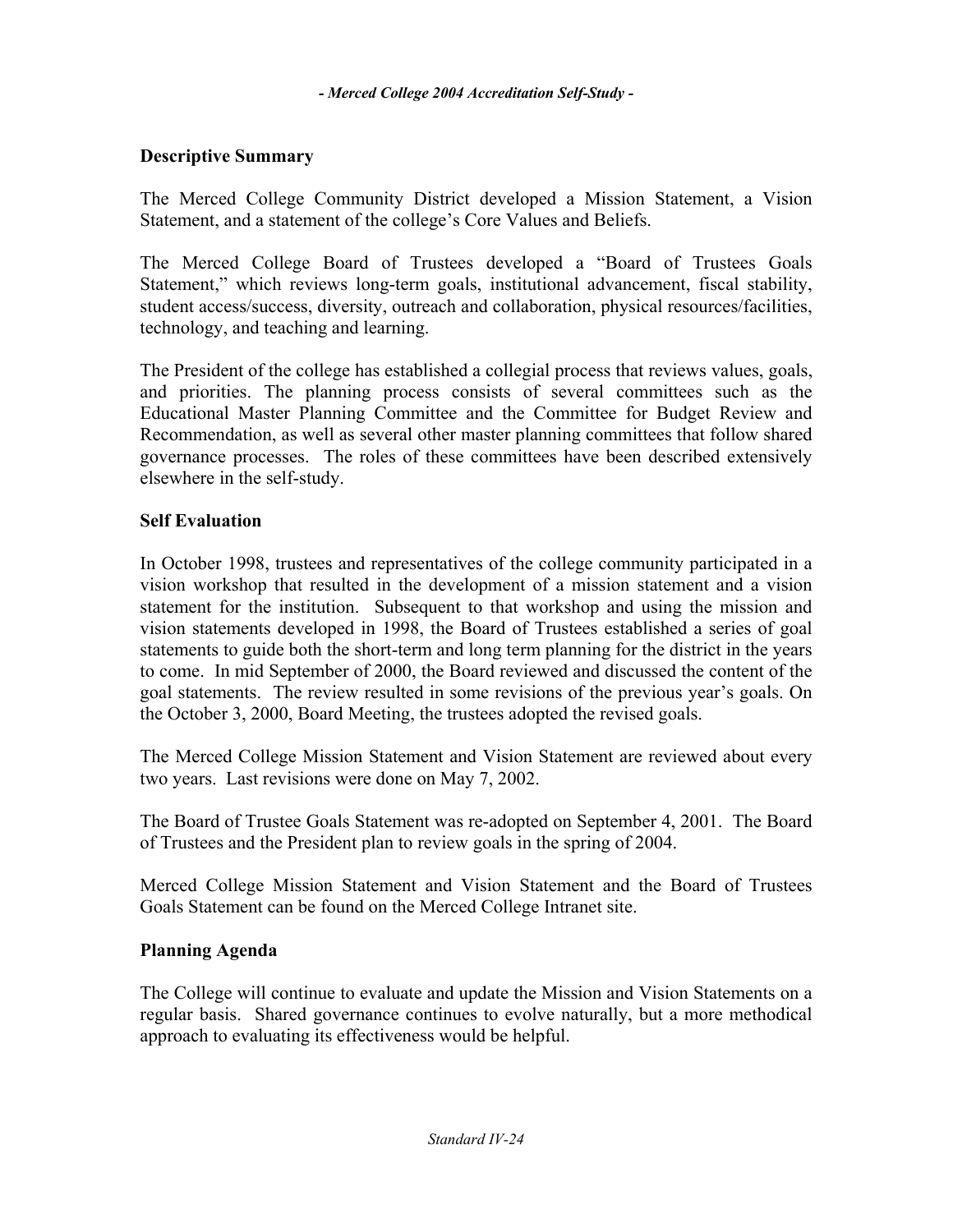## Descriptive Summary

The Merced College Community District developed a Mission Statement, a Vision Statement, and a statement of the college's Core Values and Beliefs.

The Merced College Board of Trustees developed a "Board of Trustees Goals Statement," which reviews long-term goals, institutional advancement, fiscal stability, student access/success, diversity, outreach and collaboration, physical resources/facilities, technology, and teaching and learning.

The President of the college has established a collegial process that reviews values, goals, and priorities. The planning process consists of several committees such as the Educational Master Planning Committee and the Committee for Budget Review and Recommendation, as well as several other master planning committees that follow shared governance processes. The roles of these committees have been described extensively elsewhere in the self-study.

## Self Evaluation

In October 1998, trustees and representatives of the college community participated in a vision workshop that resulted in the development of a mission statement and a vision statement for the institution. Subsequent to that workshop and using the mission and vision statements developed in 1998, the Board of Trustees established a series of goal statements to guide both the short-term and long term planning for the district in the years to come. In mid September of 2000, the Board reviewed and discussed the content of the goal statements. The review resulted in some revisions of the previous year's goals. On the October 3, 2000, Board Meeting, the trustees adopted the revised goals.

The Merced College Mission Statement and Vision Statement are reviewed about every two years. Last revisions were done on May 7, 2002.

The Board of Trustee Goals Statement was re-adopted on September 4, 2001. The Board of Trustees and the President plan to review goals in the spring of 2004.

Merced College Mission Statement and Vision Statement and the Board of Trustees Goals Statement can be found on the Merced College Intranet site.

## Planning Agenda

The College will continue to evaluate and update the Mission and Vision Statements on a regular basis. Shared governance continues to evolve naturally, but a more methodical approach to evaluating its effectiveness would be helpful.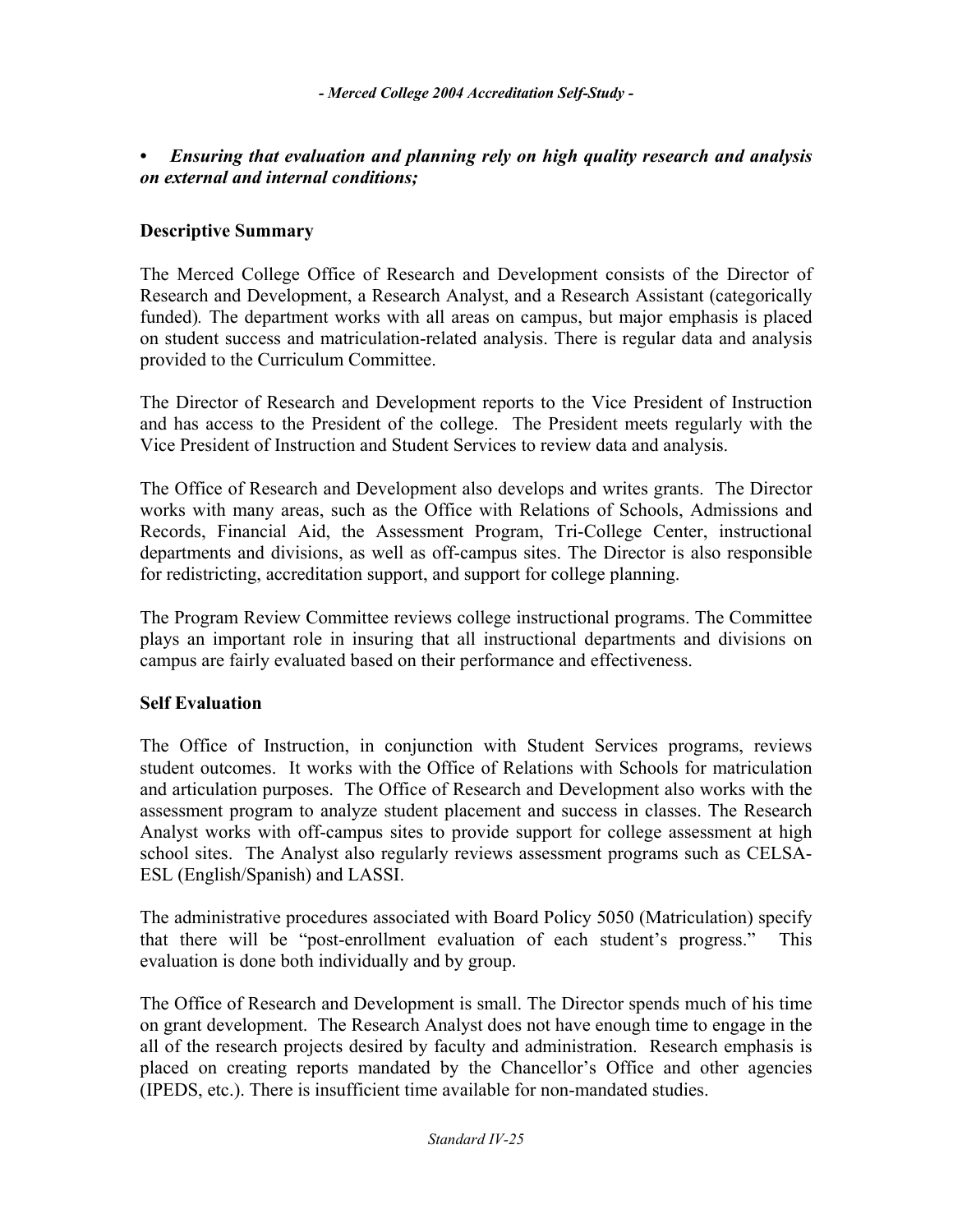- ***Ensuring that evaluation and planning rely on high quality research and analysis on external and internal conditions;***

**Descriptive Summary**

The Merced College Office of Research and Development consists of the Director of Research and Development, a Research Analyst, and a Research Assistant (categorically funded). The department works with all areas on campus, but major emphasis is placed on student success and matriculation-related analysis. There is regular data and analysis provided to the Curriculum Committee.

The Director of Research and Development reports to the Vice President of Instruction and has access to the President of the college. The President meets regularly with the Vice President of Instruction and Student Services to review data and analysis.

The Office of Research and Development also develops and writes grants. The Director works with many areas, such as the Office with Relations of Schools, Admissions and Records, Financial Aid, the Assessment Program, Tri-College Center, instructional departments and divisions, as well as off-campus sites. The Director is also responsible for redistricting, accreditation support, and support for college planning.

The Program Review Committee reviews college instructional programs. The Committee plays an important role in insuring that all instructional departments and divisions on campus are fairly evaluated based on their performance and effectiveness.

**Self Evaluation**

The Office of Instruction, in conjunction with Student Services programs, reviews student outcomes. It works with the Office of Relations with Schools for matriculation and articulation purposes. The Office of Research and Development also works with the assessment program to analyze student placement and success in classes. The Research Analyst works with off-campus sites to provide support for college assessment at high school sites. The Analyst also regularly reviews assessment programs such as CELSA-ESL (English/Spanish) and LASSI.

The administrative procedures associated with Board Policy 5050 (Matriculation) specify that there will be "post-enrollment evaluation of each student's progress." This evaluation is done both individually and by group.

The Office of Research and Development is small. The Director spends much of his time on grant development. The Research Analyst does not have enough time to engage in the all of the research projects desired by faculty and administration. Research emphasis is placed on creating reports mandated by the Chancellor's Office and other agencies (IPEDS, etc.). There is insufficient time available for non-mandated studies.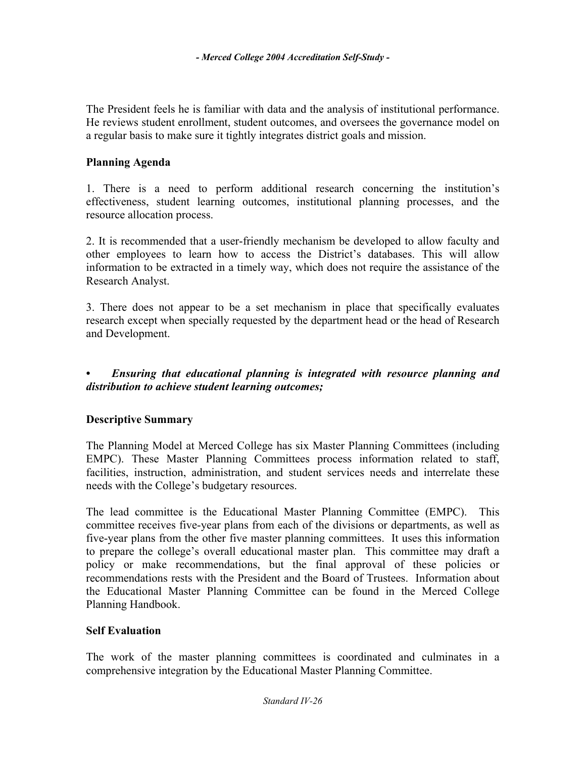The President feels he is familiar with data and the analysis of institutional performance. He reviews student enrollment, student outcomes, and oversees the governance model on a regular basis to make sure it tightly integrates district goals and mission.

### Planning Agenda

1. There is a need to perform additional research concerning the institution's effectiveness, student learning outcomes, institutional planning processes, and the resource allocation process.

2. It is recommended that a user-friendly mechanism be developed to allow faculty and other employees to learn how to access the District's databases. This will allow information to be extracted in a timely way, which does not require the assistance of the Research Analyst.

3. There does not appear to be a set mechanism in place that specifically evaluates research except when specially requested by the department head or the head of Research and Development.

- ***Ensuring that educational planning is integrated with resource planning and distribution to achieve student learning outcomes;***

### Descriptive Summary

The Planning Model at Merced College has six Master Planning Committees (including EMPC). These Master Planning Committees process information related to staff, facilities, instruction, administration, and student services needs and interrelate these needs with the College's budgetary resources.

The lead committee is the Educational Master Planning Committee (EMPC). This committee receives five-year plans from each of the divisions or departments, as well as five-year plans from the other five master planning committees. It uses this information to prepare the college's overall educational master plan. This committee may draft a policy or make recommendations, but the final approval of these policies or recommendations rests with the President and the Board of Trustees. Information about the Educational Master Planning Committee can be found in the Merced College Planning Handbook.

### Self Evaluation

The work of the master planning committees is coordinated and culminates in a comprehensive integration by the Educational Master Planning Committee.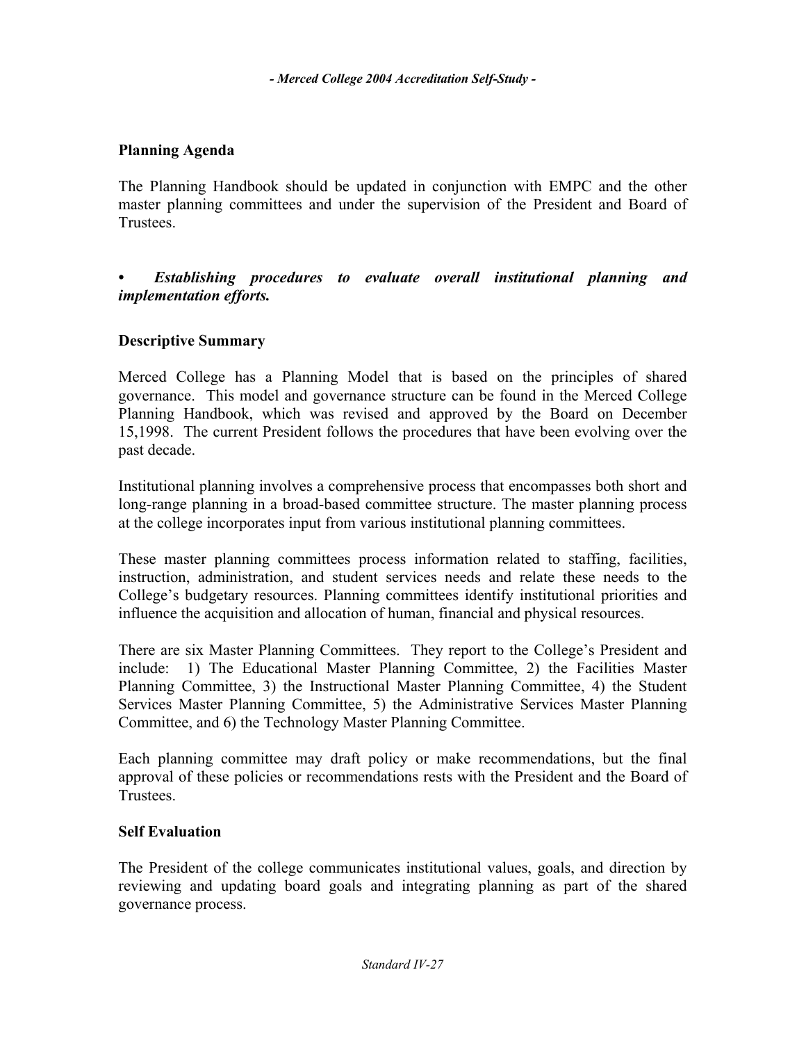### Planning Agenda

The Planning Handbook should be updated in conjunction with EMPC and the other master planning committees and under the supervision of the President and Board of Trustees.

- ***Establishing procedures to evaluate overall institutional planning and implementation efforts.***

### Descriptive Summary

Merced College has a Planning Model that is based on the principles of shared governance. This model and governance structure can be found in the Merced College Planning Handbook, which was revised and approved by the Board on December 15,1998. The current President follows the procedures that have been evolving over the past decade.

Institutional planning involves a comprehensive process that encompasses both short and long-range planning in a broad-based committee structure. The master planning process at the college incorporates input from various institutional planning committees.

These master planning committees process information related to staffing, facilities, instruction, administration, and student services needs and relate these needs to the College's budgetary resources. Planning committees identify institutional priorities and influence the acquisition and allocation of human, financial and physical resources.

There are six Master Planning Committees. They report to the College's President and include: 1) The Educational Master Planning Committee, 2) the Facilities Master Planning Committee, 3) the Instructional Master Planning Committee, 4) the Student Services Master Planning Committee, 5) the Administrative Services Master Planning Committee, and 6) the Technology Master Planning Committee.

Each planning committee may draft policy or make recommendations, but the final approval of these policies or recommendations rests with the President and the Board of Trustees.

### Self Evaluation

The President of the college communicates institutional values, goals, and direction by reviewing and updating board goals and integrating planning as part of the shared governance process.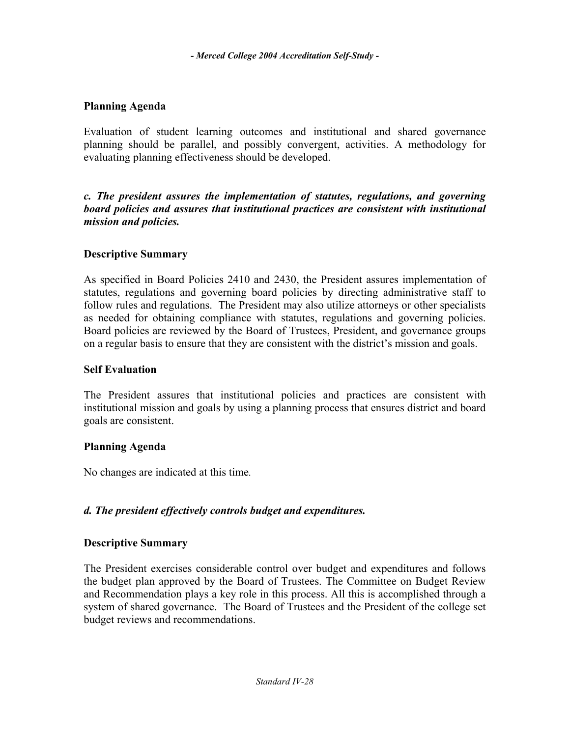### Planning Agenda

Evaluation of student learning outcomes and institutional and shared governance planning should be parallel, and possibly convergent, activities. A methodology for evaluating planning effectiveness should be developed.

***c. The president assures the implementation of statutes, regulations, and governing board policies and assures that institutional practices are consistent with institutional mission and policies.***

### Descriptive Summary

As specified in Board Policies 2410 and 2430, the President assures implementation of statutes, regulations and governing board policies by directing administrative staff to follow rules and regulations. The President may also utilize attorneys or other specialists as needed for obtaining compliance with statutes, regulations and governing policies. Board policies are reviewed by the Board of Trustees, President, and governance groups on a regular basis to ensure that they are consistent with the district's mission and goals.

### Self Evaluation

The President assures that institutional policies and practices are consistent with institutional mission and goals by using a planning process that ensures district and board goals are consistent.

### Planning Agenda

No changes are indicated at this time.

***d. The president effectively controls budget and expenditures.***

### Descriptive Summary

The President exercises considerable control over budget and expenditures and follows the budget plan approved by the Board of Trustees. The Committee on Budget Review and Recommendation plays a key role in this process. All this is accomplished through a system of shared governance. The Board of Trustees and the President of the college set budget reviews and recommendations.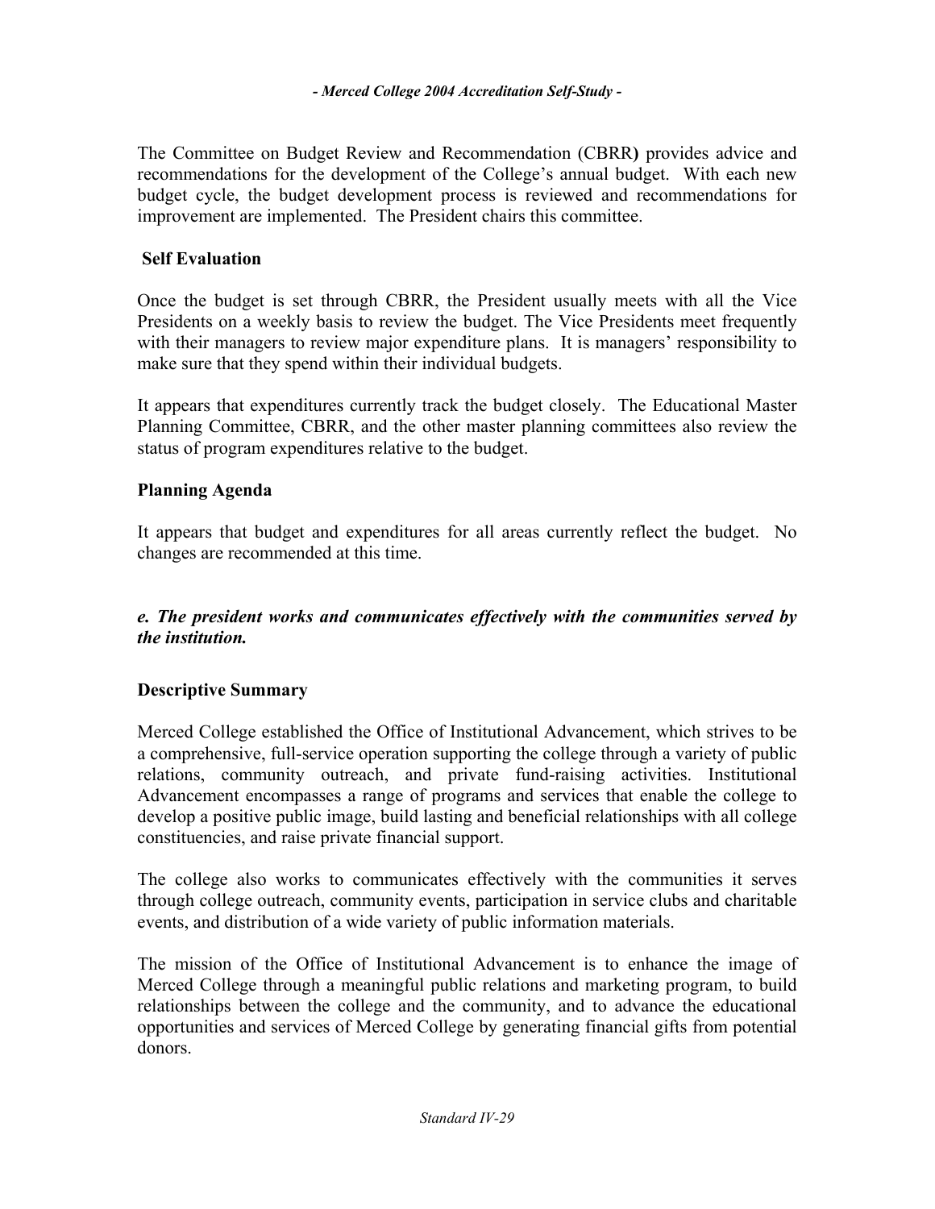The Committee on Budget Review and Recommendation (CBRR**)** provides advice and recommendations for the development of the College's annual budget. With each new budget cycle, the budget development process is reviewed and recommendations for improvement are implemented. The President chairs this committee.

### Self Evaluation

Once the budget is set through CBRR, the President usually meets with all the Vice Presidents on a weekly basis to review the budget. The Vice Presidents meet frequently with their managers to review major expenditure plans. It is managers' responsibility to make sure that they spend within their individual budgets.

It appears that expenditures currently track the budget closely. The Educational Master Planning Committee, CBRR, and the other master planning committees also review the status of program expenditures relative to the budget.

### Planning Agenda

It appears that budget and expenditures for all areas currently reflect the budget. No changes are recommended at this time.

***e. The president works and communicates effectively with the communities served by the institution.***

### Descriptive Summary

Merced College established the Office of Institutional Advancement, which strives to be a comprehensive, full-service operation supporting the college through a variety of public relations, community outreach, and private fund-raising activities. Institutional Advancement encompasses a range of programs and services that enable the college to develop a positive public image, build lasting and beneficial relationships with all college constituencies, and raise private financial support.

The college also works to communicates effectively with the communities it serves through college outreach, community events, participation in service clubs and charitable events, and distribution of a wide variety of public information materials.

The mission of the Office of Institutional Advancement is to enhance the image of Merced College through a meaningful public relations and marketing program, to build relationships between the college and the community, and to advance the educational opportunities and services of Merced College by generating financial gifts from potential donors.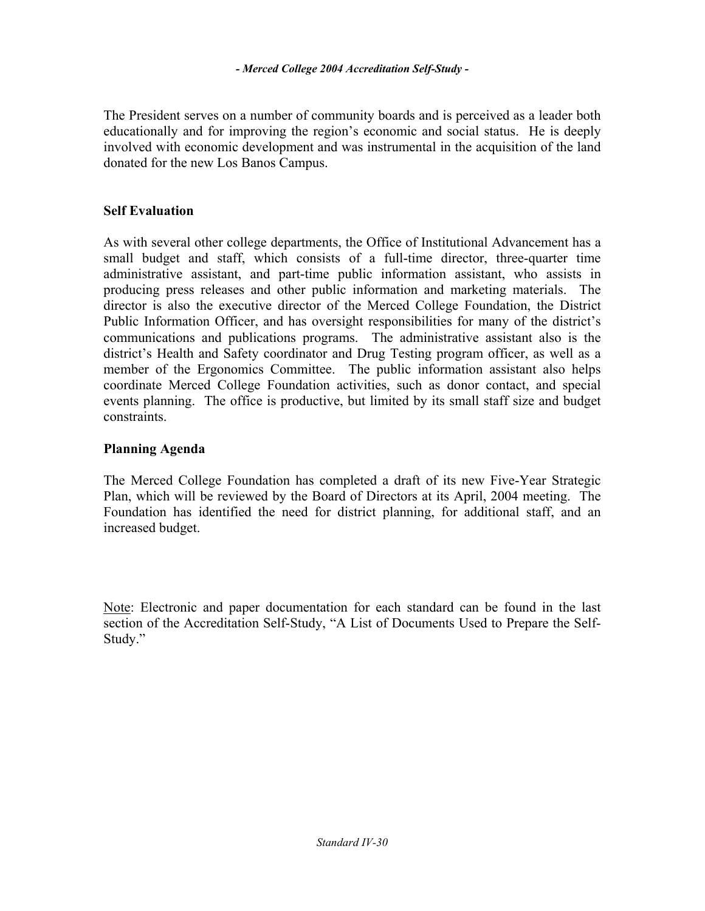The President serves on a number of community boards and is perceived as a leader both educationally and for improving the region's economic and social status. He is deeply involved with economic development and was instrumental in the acquisition of the land donated for the new Los Banos Campus.

### Self Evaluation

As with several other college departments, the Office of Institutional Advancement has a small budget and staff, which consists of a full-time director, three-quarter time administrative assistant, and part-time public information assistant, who assists in producing press releases and other public information and marketing materials. The director is also the executive director of the Merced College Foundation, the District Public Information Officer, and has oversight responsibilities for many of the district's communications and publications programs. The administrative assistant also is the district's Health and Safety coordinator and Drug Testing program officer, as well as a member of the Ergonomics Committee. The public information assistant also helps coordinate Merced College Foundation activities, such as donor contact, and special events planning. The office is productive, but limited by its small staff size and budget constraints.

### Planning Agenda

The Merced College Foundation has completed a draft of its new Five-Year Strategic Plan, which will be reviewed by the Board of Directors at its April, 2004 meeting. The Foundation has identified the need for district planning, for additional staff, and an increased budget.

<u>Note</u>: Electronic and paper documentation for each standard can be found in the last section of the Accreditation Self-Study, "A List of Documents Used to Prepare the Self-Study."